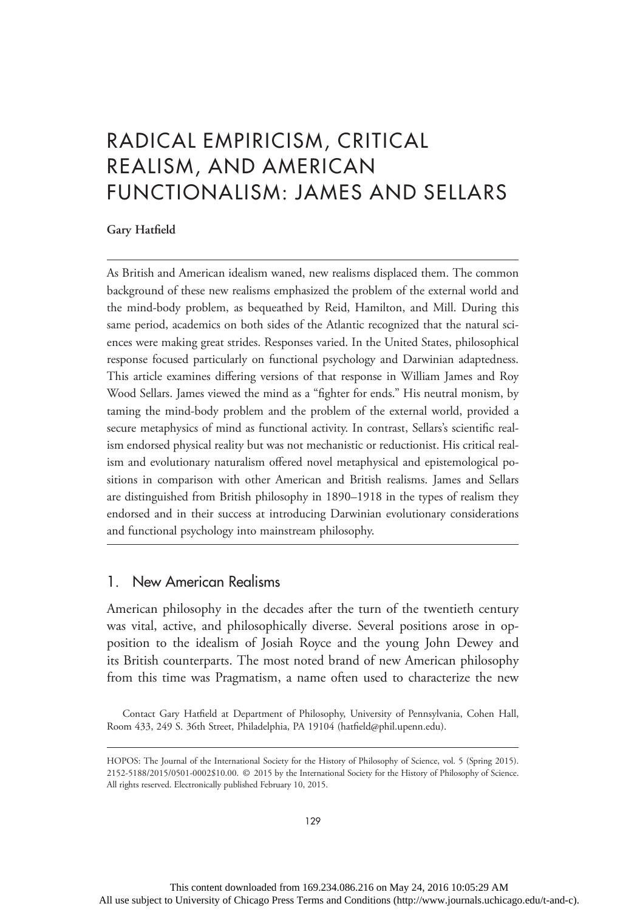# RADICAL EMPIRICISM, CRITICAL REALISM, AND AMERICAN FUNCTIONALISM: JAMES AND SELLARS

**Gary Hatfield**

As British and American idealism waned, new realisms displaced them. The common background of these new realisms emphasized the problem of the external world and the mind-body problem, as bequeathed by Reid, Hamilton, and Mill. During this same period, academics on both sides of the Atlantic recognized that the natural sciences were making great strides. Responses varied. In the United States, philosophical response focused particularly on functional psychology and Darwinian adaptedness. This article examines differing versions of that response in William James and Roy Wood Sellars. James viewed the mind as a "fighter for ends." His neutral monism, by taming the mind-body problem and the problem of the external world, provided a secure metaphysics of mind as functional activity. In contrast, Sellars's scientific realism endorsed physical reality but was not mechanistic or reductionist. His critical realism and evolutionary naturalism offered novel metaphysical and epistemological positions in comparison with other American and British realisms. James and Sellars are distinguished from British philosophy in 1890–1918 in the types of realism they endorsed and in their success at introducing Darwinian evolutionary considerations and functional psychology into mainstream philosophy.

## 1. New American Realisms

American philosophy in the decades after the turn of the twentieth century was vital, active, and philosophically diverse. Several positions arose in opposition to the idealism of Josiah Royce and the young John Dewey and its British counterparts. The most noted brand of new American philosophy from this time was Pragmatism, a name often used to characterize the new

Contact Gary Hatfield at Department of Philosophy, University of Pennsylvania, Cohen Hall, Room 433, 249 S. 36th Street, Philadelphia, PA 19104 (hatfield@phil.upenn.edu).

HOPOS: The Journal of the International Society for the History of Philosophy of Science, vol. 5 (Spring 2015). 2152-5188/2015/0501-0002$10.00. © 2015 by the International Society for the History of Philosophy of Science. All rights reserved. Electronically published February 10, 2015.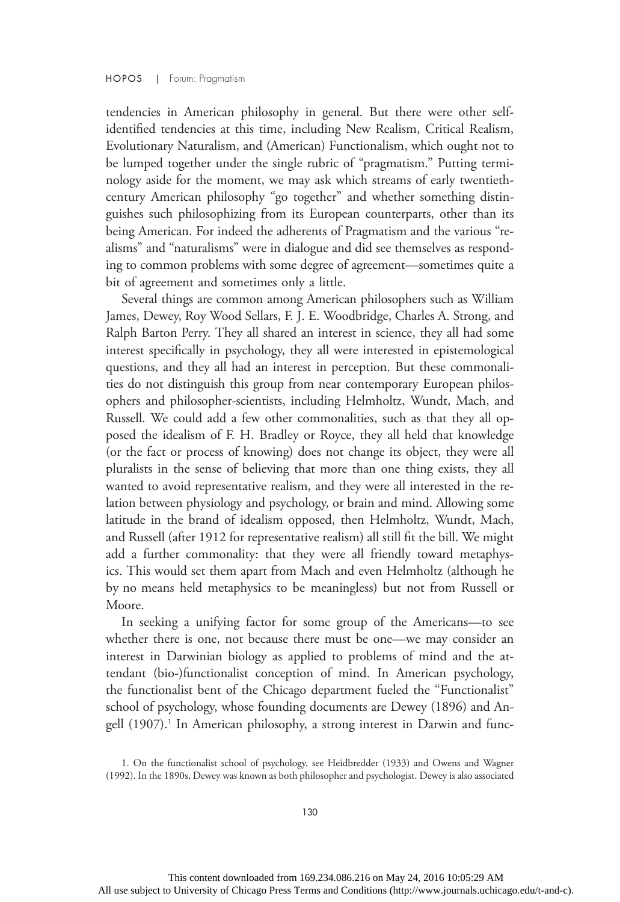tendencies in American philosophy in general. But there were other self-identified tendencies at this time, including New Realism, Critical Realism, Evolutionary Naturalism, and (American) Functionalism, which ought not to be lumped together under the single rubric of "pragmatism." Putting terminology aside for the moment, we may ask which streams of early twentieth-century American philosophy "go together" and whether something distinguishes such philosophizing from its European counterparts, other than its being American. For indeed the adherents of Pragmatism and the various "realisms" and "naturalisms" were in dialogue and did see themselves as responding to common problems with some degree of agreement—sometimes quite a bit of agreement and sometimes only a little.

Several things are common among American philosophers such as William James, Dewey, Roy Wood Sellars, F. J. E. Woodbridge, Charles A. Strong, and Ralph Barton Perry. They all shared an interest in science, they all had some interest specifically in psychology, they all were interested in epistemological questions, and they all had an interest in perception. But these commonalities do not distinguish this group from near contemporary European philosophers and philosopher-scientists, including Helmholtz, Wundt, Mach, and Russell. We could add a few other commonalities, such as that they all opposed the idealism of F. H. Bradley or Royce, they all held that knowledge (or the fact or process of knowing) does not change its object, they were all pluralists in the sense of believing that more than one thing exists, they all wanted to avoid representative realism, and they were all interested in the relation between physiology and psychology, or brain and mind. Allowing some latitude in the brand of idealism opposed, then Helmholtz, Wundt, Mach, and Russell (after 1912 for representative realism) all still fit the bill. We might add a further commonality: that they were all friendly toward metaphysics. This would set them apart from Mach and even Helmholtz (although he by no means held metaphysics to be meaningless) but not from Russell or Moore.

In seeking a unifying factor for some group of the Americans—to see whether there is one, not because there must be one—we may consider an interest in Darwinian biology as applied to problems of mind and the attendant (bio-)functionalist conception of mind. In American psychology, the functionalist bent of the Chicago department fueled the "Functionalist" school of psychology, whose founding documents are Dewey (1896) and Angell (1907).[1] In American philosophy, a strong interest in Darwin and func-

1. On the functionalist school of psychology, see Heidbredder (1933) and Owens and Wagner (1992). In the 1890s, Dewey was known as both philosopher and psychologist. Dewey is also associated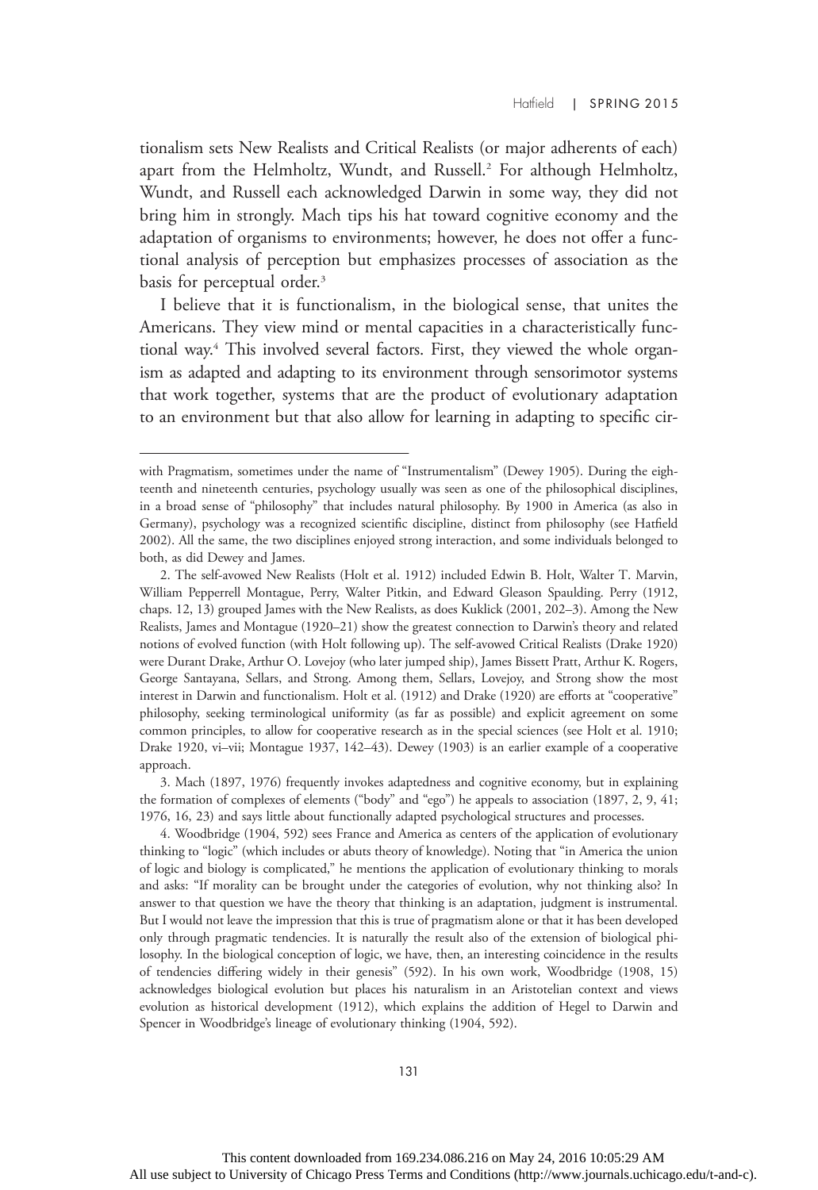tionalism sets New Realists and Critical Realists (or major adherents of each) apart from the Helmholtz, Wundt, and Russell.[2] For although Helmholtz, Wundt, and Russell each acknowledged Darwin in some way, they did not bring him in strongly. Mach tips his hat toward cognitive economy and the adaptation of organisms to environments; however, he does not offer a functional analysis of perception but emphasizes processes of association as the basis for perceptual order.[3]

I believe that it is functionalism, in the biological sense, that unites the Americans. They view mind or mental capacities in a characteristically functional way.[4] This involved several factors. First, they viewed the whole organism as adapted and adapting to its environment through sensorimotor systems that work together, systems that are the product of evolutionary adaptation to an environment but that also allow for learning in adapting to specific cir-

---

with Pragmatism, sometimes under the name of "Instrumentalism" (Dewey 1905). During the eighteenth and nineteenth centuries, psychology usually was seen as one of the philosophical disciplines, in a broad sense of "philosophy" that includes natural philosophy. By 1900 in America (as also in Germany), psychology was a recognized scientific discipline, distinct from philosophy (see Hatfield 2002). All the same, the two disciplines enjoyed strong interaction, and some individuals belonged to both, as did Dewey and James.

2. The self-avowed New Realists (Holt et al. 1912) included Edwin B. Holt, Walter T. Marvin, William Pepperrell Montague, Perry, Walter Pitkin, and Edward Gleason Spaulding. Perry (1912, chaps. 12, 13) grouped James with the New Realists, as does Kuklick (2001, 202–3). Among the New Realists, James and Montague (1920–21) show the greatest connection to Darwin's theory and related notions of evolved function (with Holt following up). The self-avowed Critical Realists (Drake 1920) were Durant Drake, Arthur O. Lovejoy (who later jumped ship), James Bissett Pratt, Arthur K. Rogers, George Santayana, Sellars, and Strong. Among them, Sellars, Lovejoy, and Strong show the most interest in Darwin and functionalism. Holt et al. (1912) and Drake (1920) are efforts at "cooperative" philosophy, seeking terminological uniformity (as far as possible) and explicit agreement on some common principles, to allow for cooperative research as in the special sciences (see Holt et al. 1910; Drake 1920, vi–vii; Montague 1937, 142–43). Dewey (1903) is an earlier example of a cooperative approach.

3. Mach (1897, 1976) frequently invokes adaptedness and cognitive economy, but in explaining the formation of complexes of elements ("body" and "ego") he appeals to association (1897, 2, 9, 41; 1976, 16, 23) and says little about functionally adapted psychological structures and processes.

4. Woodbridge (1904, 592) sees France and America as centers of the application of evolutionary thinking to "logic" (which includes or abuts theory of knowledge). Noting that "in America the union of logic and biology is complicated," he mentions the application of evolutionary thinking to morals and asks: "If morality can be brought under the categories of evolution, why not thinking also? In answer to that question we have the theory that thinking is an adaptation, judgment is instrumental. But I would not leave the impression that this is true of pragmatism alone or that it has been developed only through pragmatic tendencies. It is naturally the result also of the extension of biological philosophy. In the biological conception of logic, we have, then, an interesting coincidence in the results of tendencies differing widely in their genesis" (592). In his own work, Woodbridge (1908, 15) acknowledges biological evolution but places his naturalism in an Aristotelian context and views evolution as historical development (1912), which explains the addition of Hegel to Darwin and Spencer in Woodbridge's lineage of evolutionary thinking (1904, 592).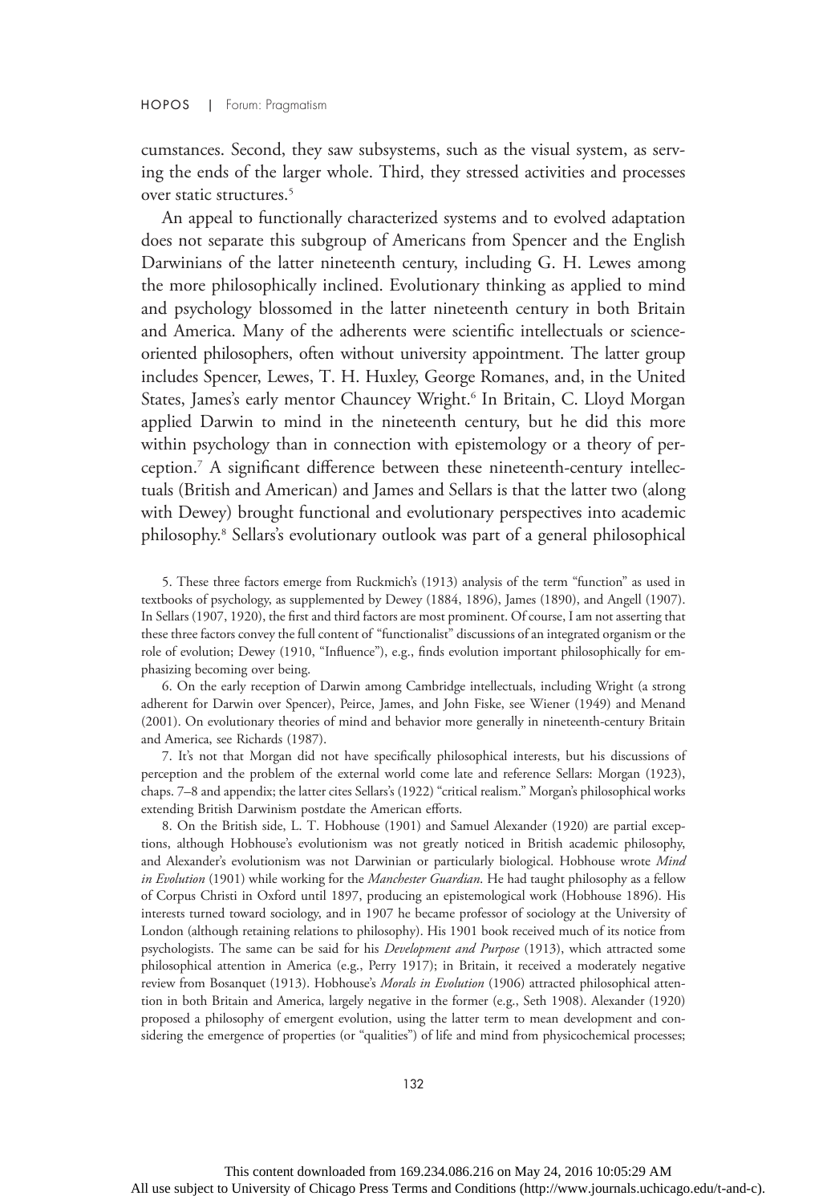cumstances. Second, they saw subsystems, such as the visual system, as serving the ends of the larger whole. Third, they stressed activities and processes over static structures.[5]

An appeal to functionally characterized systems and to evolved adaptation does not separate this subgroup of Americans from Spencer and the English Darwinians of the latter nineteenth century, including G. H. Lewes among the more philosophically inclined. Evolutionary thinking as applied to mind and psychology blossomed in the latter nineteenth century in both Britain and America. Many of the adherents were scientific intellectuals or science-oriented philosophers, often without university appointment. The latter group includes Spencer, Lewes, T. H. Huxley, George Romanes, and, in the United States, James's early mentor Chauncey Wright.[6] In Britain, C. Lloyd Morgan applied Darwin to mind in the nineteenth century, but he did this more within psychology than in connection with epistemology or a theory of perception.[7] A significant difference between these nineteenth-century intellectuals (British and American) and James and Sellars is that the latter two (along with Dewey) brought functional and evolutionary perspectives into academic philosophy.[8] Sellars's evolutionary outlook was part of a general philosophical

5. These three factors emerge from Ruckmich's (1913) analysis of the term "function" as used in textbooks of psychology, as supplemented by Dewey (1884, 1896), James (1890), and Angell (1907). In Sellars (1907, 1920), the first and third factors are most prominent. Of course, I am not asserting that these three factors convey the full content of "functionalist" discussions of an integrated organism or the role of evolution; Dewey (1910, "Influence"), e.g., finds evolution important philosophically for emphasizing becoming over being.

6. On the early reception of Darwin among Cambridge intellectuals, including Wright (a strong adherent for Darwin over Spencer), Peirce, James, and John Fiske, see Wiener (1949) and Menand (2001). On evolutionary theories of mind and behavior more generally in nineteenth-century Britain and America, see Richards (1987).

7. It's not that Morgan did not have specifically philosophical interests, but his discussions of perception and the problem of the external world come late and reference Sellars: Morgan (1923), chaps. 7–8 and appendix; the latter cites Sellars's (1922) "critical realism." Morgan's philosophical works extending British Darwinism postdate the American efforts.

8. On the British side, L. T. Hobhouse (1901) and Samuel Alexander (1920) are partial exceptions, although Hobhouse's evolutionism was not greatly noticed in British academic philosophy, and Alexander's evolutionism was not Darwinian or particularly biological. Hobhouse wrote *Mind in Evolution* (1901) while working for the *Manchester Guardian*. He had taught philosophy as a fellow of Corpus Christi in Oxford until 1897, producing an epistemological work (Hobhouse 1896). His interests turned toward sociology, and in 1907 he became professor of sociology at the University of London (although retaining relations to philosophy). His 1901 book received much of its notice from psychologists. The same can be said for his *Development and Purpose* (1913), which attracted some philosophical attention in America (e.g., Perry 1917); in Britain, it received a moderately negative review from Bosanquet (1913). Hobhouse's *Morals in Evolution* (1906) attracted philosophical attention in both Britain and America, largely negative in the former (e.g., Seth 1908). Alexander (1920) proposed a philosophy of emergent evolution, using the latter term to mean development and considering the emergence of properties (or "qualities") of life and mind from physicochemical processes;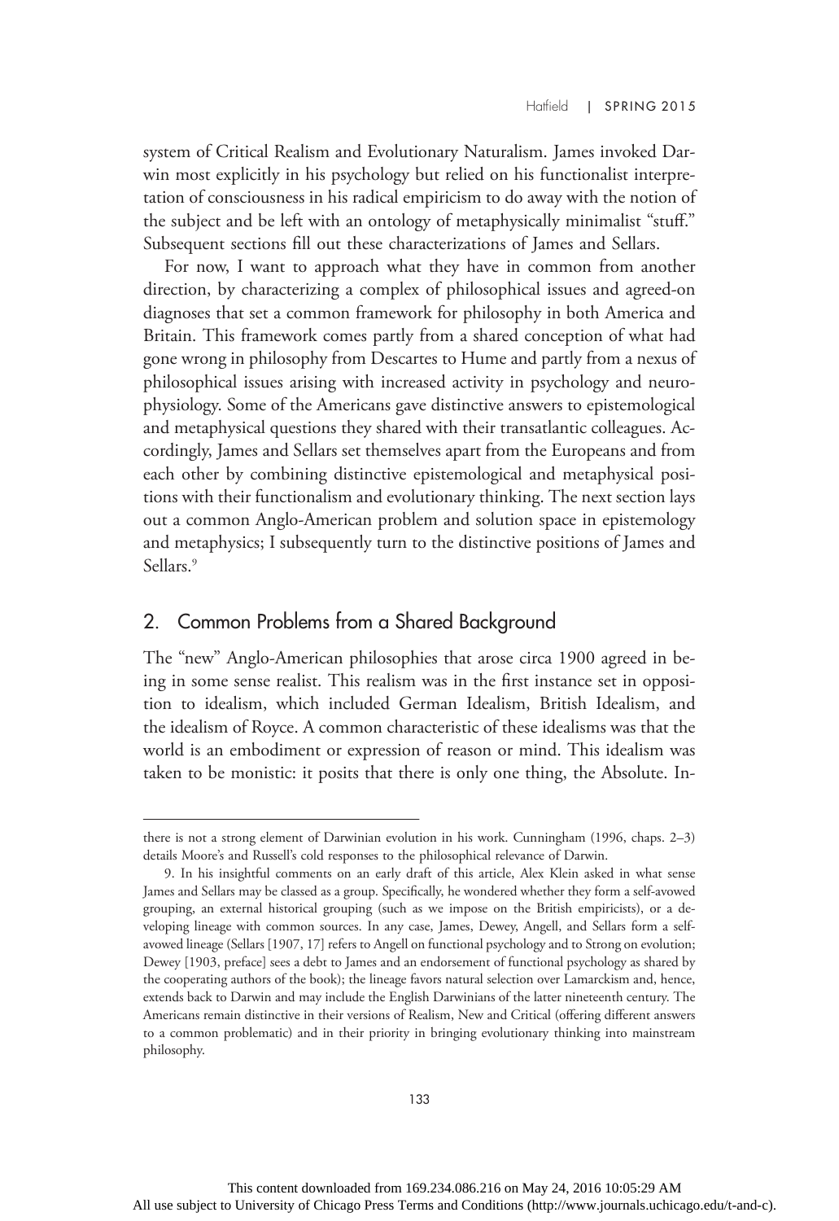system of Critical Realism and Evolutionary Naturalism. James invoked Darwin most explicitly in his psychology but relied on his functionalist interpretation of consciousness in his radical empiricism to do away with the notion of the subject and be left with an ontology of metaphysically minimalist "stuff." Subsequent sections fill out these characterizations of James and Sellars.

For now, I want to approach what they have in common from another direction, by characterizing a complex of philosophical issues and agreed-on diagnoses that set a common framework for philosophy in both America and Britain. This framework comes partly from a shared conception of what had gone wrong in philosophy from Descartes to Hume and partly from a nexus of philosophical issues arising with increased activity in psychology and neurophysiology. Some of the Americans gave distinctive answers to epistemological and metaphysical questions they shared with their transatlantic colleagues. Accordingly, James and Sellars set themselves apart from the Europeans and from each other by combining distinctive epistemological and metaphysical positions with their functionalism and evolutionary thinking. The next section lays out a common Anglo-American problem and solution space in epistemology and metaphysics; I subsequently turn to the distinctive positions of James and Sellars.[9]

## 2. Common Problems from a Shared Background

The "new" Anglo-American philosophies that arose circa 1900 agreed in being in some sense realist. This realism was in the first instance set in opposition to idealism, which included German Idealism, British Idealism, and the idealism of Royce. A common characteristic of these idealisms was that the world is an embodiment or expression of reason or mind. This idealism was taken to be monistic: it posits that there is only one thing, the Absolute. In-

---

there is not a strong element of Darwinian evolution in his work. Cunningham (1996, chaps. 2–3) details Moore's and Russell's cold responses to the philosophical relevance of Darwin.

9. In his insightful comments on an early draft of this article, Alex Klein asked in what sense James and Sellars may be classed as a group. Specifically, he wondered whether they form a self-avowed grouping, an external historical grouping (such as we impose on the British empiricists), or a developing lineage with common sources. In any case, James, Dewey, Angell, and Sellars form a self-avowed lineage (Sellars [1907, 17] refers to Angell on functional psychology and to Strong on evolution; Dewey [1903, preface] sees a debt to James and an endorsement of functional psychology as shared by the cooperating authors of the book); the lineage favors natural selection over Lamarckism and, hence, extends back to Darwin and may include the English Darwinians of the latter nineteenth century. The Americans remain distinctive in their versions of Realism, New and Critical (offering different answers to a common problematic) and in their priority in bringing evolutionary thinking into mainstream philosophy.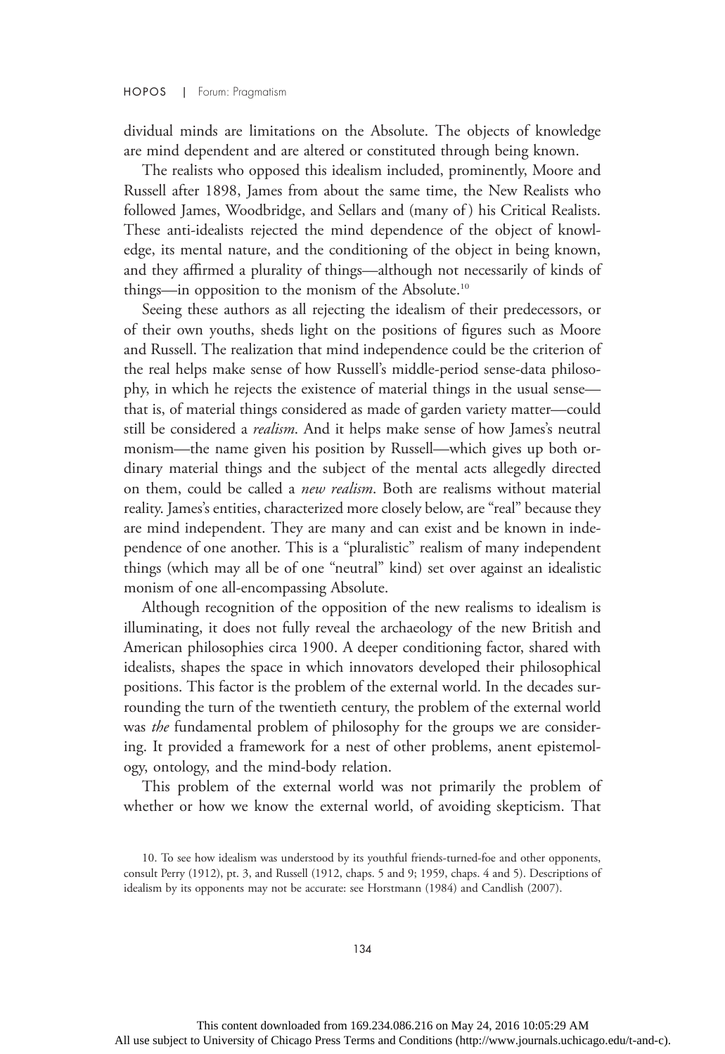dividual minds are limitations on the Absolute. The objects of knowledge are mind dependent and are altered or constituted through being known.

The realists who opposed this idealism included, prominently, Moore and Russell after 1898, James from about the same time, the New Realists who followed James, Woodbridge, and Sellars and (many of) his Critical Realists. These anti-idealists rejected the mind dependence of the object of knowledge, its mental nature, and the conditioning of the object in being known, and they affirmed a plurality of things—although not necessarily of kinds of things—in opposition to the monism of the Absolute.[10]

Seeing these authors as all rejecting the idealism of their predecessors, or of their own youths, sheds light on the positions of figures such as Moore and Russell. The realization that mind independence could be the criterion of the real helps make sense of how Russell's middle-period sense-data philosophy, in which he rejects the existence of material things in the usual sense—that is, of material things considered as made of garden variety matter—could still be considered a *realism*. And it helps make sense of how James's neutral monism—the name given his position by Russell—which gives up both ordinary material things and the subject of the mental acts allegedly directed on them, could be called a *new realism*. Both are realisms without material reality. James's entities, characterized more closely below, are "real" because they are mind independent. They are many and can exist and be known in independence of one another. This is a "pluralistic" realism of many independent things (which may all be of one "neutral" kind) set over against an idealistic monism of one all-encompassing Absolute.

Although recognition of the opposition of the new realisms to idealism is illuminating, it does not fully reveal the archaeology of the new British and American philosophies circa 1900. A deeper conditioning factor, shared with idealists, shapes the space in which innovators developed their philosophical positions. This factor is the problem of the external world. In the decades surrounding the turn of the twentieth century, the problem of the external world was *the* fundamental problem of philosophy for the groups we are considering. It provided a framework for a nest of other problems, anent epistemology, ontology, and the mind-body relation.

This problem of the external world was not primarily the problem of whether or how we know the external world, of avoiding skepticism. That

10. To see how idealism was understood by its youthful friends-turned-foe and other opponents, consult Perry (1912), pt. 3, and Russell (1912, chaps. 5 and 9; 1959, chaps. 4 and 5). Descriptions of idealism by its opponents may not be accurate: see Horstmann (1984) and Candlish (2007).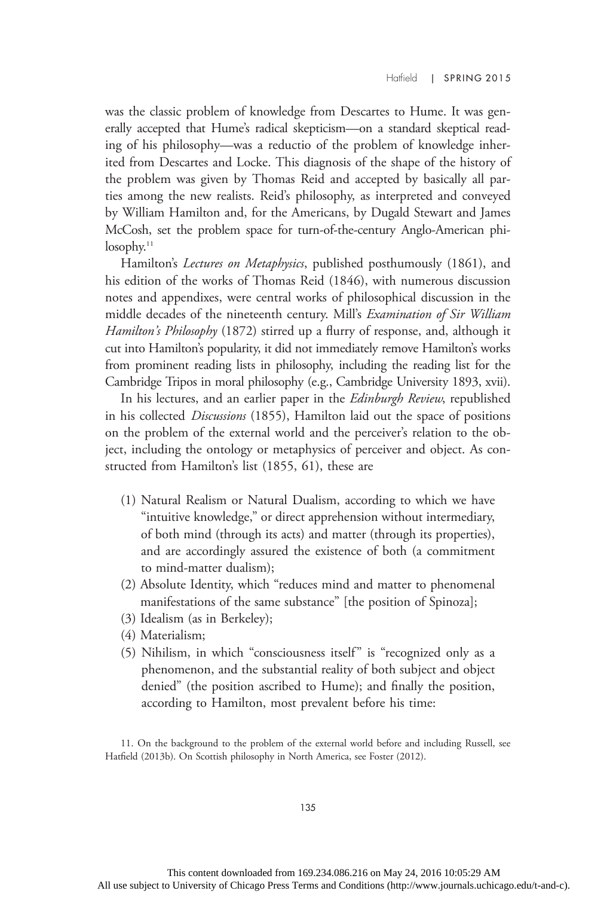was the classic problem of knowledge from Descartes to Hume. It was generally accepted that Hume's radical skepticism—on a standard skeptical reading of his philosophy—was a reductio of the problem of knowledge inherited from Descartes and Locke. This diagnosis of the shape of the history of the problem was given by Thomas Reid and accepted by basically all parties among the new realists. Reid's philosophy, as interpreted and conveyed by William Hamilton and, for the Americans, by Dugald Stewart and James McCosh, set the problem space for turn-of-the-century Anglo-American philosophy.[11]

Hamilton's *Lectures on Metaphysics*, published posthumously (1861), and his edition of the works of Thomas Reid (1846), with numerous discussion notes and appendixes, were central works of philosophical discussion in the middle decades of the nineteenth century. Mill's *Examination of Sir William Hamilton's Philosophy* (1872) stirred up a flurry of response, and, although it cut into Hamilton's popularity, it did not immediately remove Hamilton's works from prominent reading lists in philosophy, including the reading list for the Cambridge Tripos in moral philosophy (e.g., Cambridge University 1893, xvii).

In his lectures, and an earlier paper in the *Edinburgh Review*, republished in his collected *Discussions* (1855), Hamilton laid out the space of positions on the problem of the external world and the perceiver's relation to the object, including the ontology or metaphysics of perceiver and object. As constructed from Hamilton's list (1855, 61), these are

(1) Natural Realism or Natural Dualism, according to which we have "intuitive knowledge," or direct apprehension without intermediary, of both mind (through its acts) and matter (through its properties), and are accordingly assured the existence of both (a commitment to mind-matter dualism);
(2) Absolute Identity, which "reduces mind and matter to phenomenal manifestations of the same substance" [the position of Spinoza];
(3) Idealism (as in Berkeley);
(4) Materialism;
(5) Nihilism, in which "consciousness itself" is "recognized only as a phenomenon, and the substantial reality of both subject and object denied" (the position ascribed to Hume); and finally the position, according to Hamilton, most prevalent before his time:

11. On the background to the problem of the external world before and including Russell, see Hatfield (2013b). On Scottish philosophy in North America, see Foster (2012).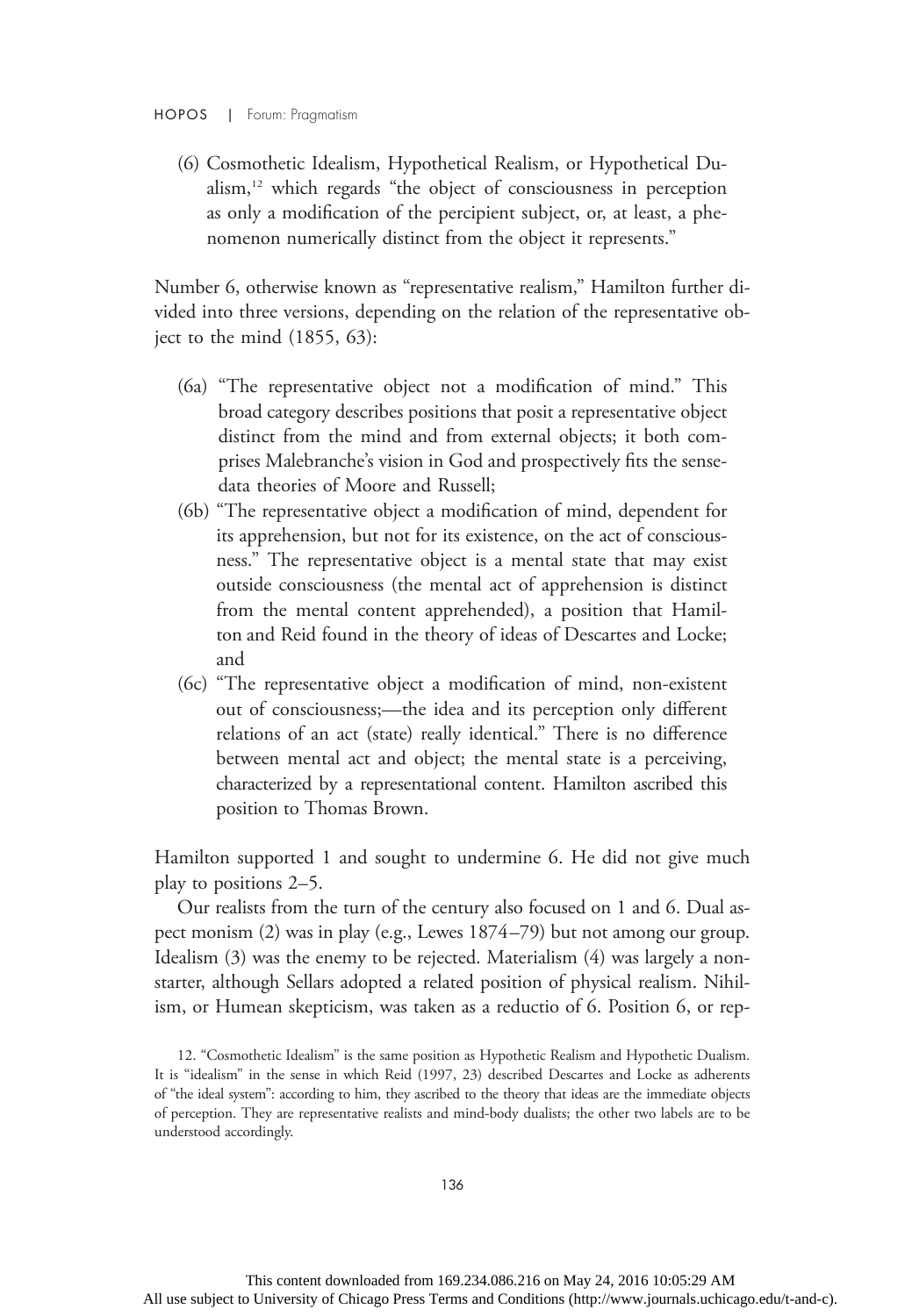(6) Cosmothetic Idealism, Hypothetical Realism, or Hypothetical Dualism,[12] which regards "the object of consciousness in perception as only a modification of the percipient subject, or, at least, a phenomenon numerically distinct from the object it represents."

Number 6, otherwise known as "representative realism," Hamilton further divided into three versions, depending on the relation of the representative object to the mind (1855, 63):

(6a) "The representative object not a modification of mind." This broad category describes positions that posit a representative object distinct from the mind and from external objects; it both comprises Malebranche's vision in God and prospectively fits the sense-data theories of Moore and Russell;

(6b) "The representative object a modification of mind, dependent for its apprehension, but not for its existence, on the act of consciousness." The representative object is a mental state that may exist outside consciousness (the mental act of apprehension is distinct from the mental content apprehended), a position that Hamilton and Reid found in the theory of ideas of Descartes and Locke; and

(6c) "The representative object a modification of mind, non-existent out of consciousness;—the idea and its perception only different relations of an act (state) really identical." There is no difference between mental act and object; the mental state is a perceiving, characterized by a representational content. Hamilton ascribed this position to Thomas Brown.

Hamilton supported 1 and sought to undermine 6. He did not give much play to positions 2–5.

Our realists from the turn of the century also focused on 1 and 6. Dual aspect monism (2) was in play (e.g., Lewes 1874–79) but not among our group. Idealism (3) was the enemy to be rejected. Materialism (4) was largely a nonstarter, although Sellars adopted a related position of physical realism. Nihilism, or Humean skepticism, was taken as a reductio of 6. Position 6, or rep-

12. "Cosmothetic Idealism" is the same position as Hypothetic Realism and Hypothetic Dualism. It is "idealism" in the sense in which Reid (1997, 23) described Descartes and Locke as adherents of "the ideal system": according to him, they ascribed to the theory that ideas are the immediate objects of perception. They are representative realists and mind-body dualists; the other two labels are to be understood accordingly.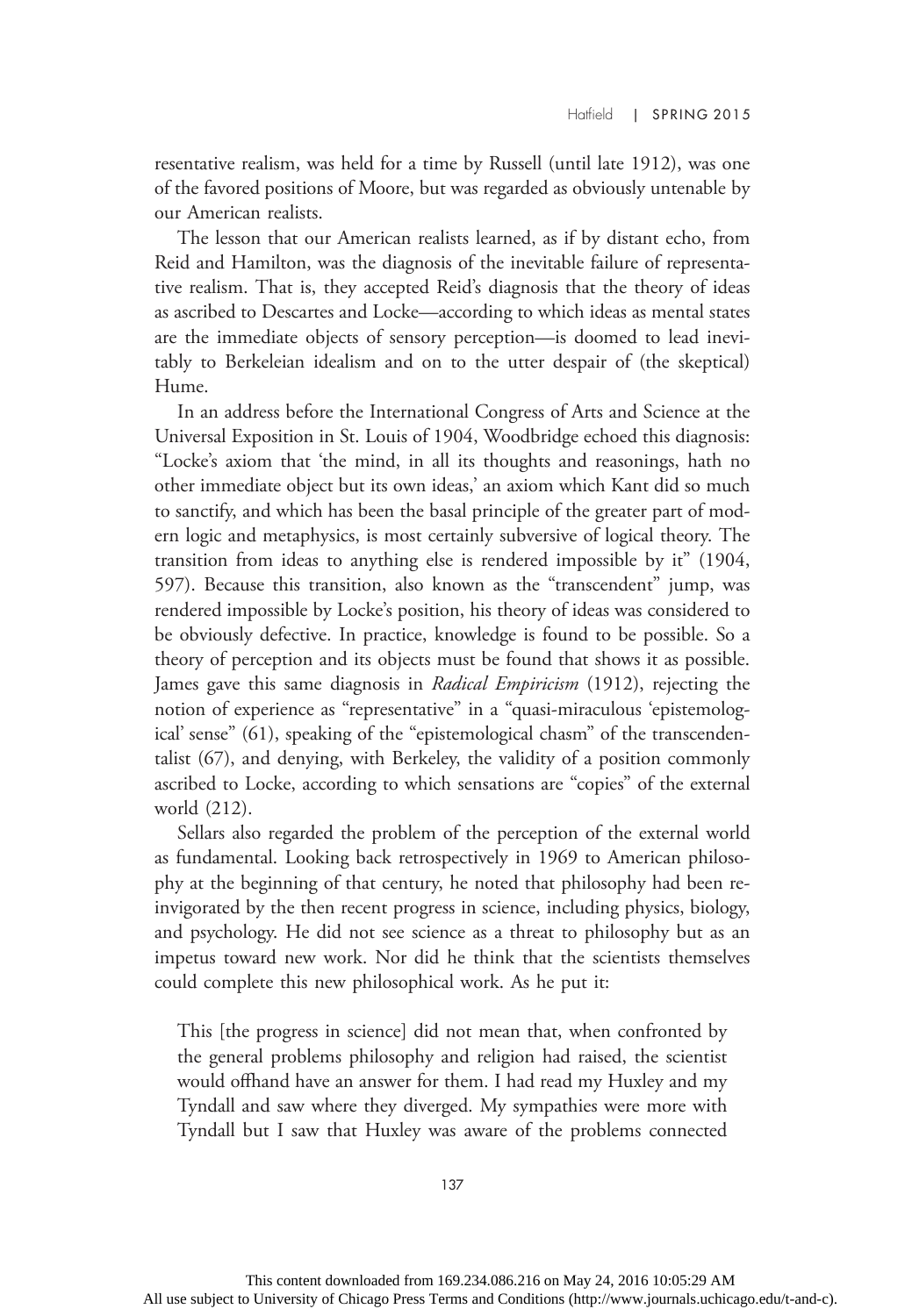resentative realism, was held for a time by Russell (until late 1912), was one of the favored positions of Moore, but was regarded as obviously untenable by our American realists.

The lesson that our American realists learned, as if by distant echo, from Reid and Hamilton, was the diagnosis of the inevitable failure of representative realism. That is, they accepted Reid's diagnosis that the theory of ideas as ascribed to Descartes and Locke—according to which ideas as mental states are the immediate objects of sensory perception—is doomed to lead inevitably to Berkeleian idealism and on to the utter despair of (the skeptical) Hume.

In an address before the International Congress of Arts and Science at the Universal Exposition in St. Louis of 1904, Woodbridge echoed this diagnosis: "Locke's axiom that 'the mind, in all its thoughts and reasonings, hath no other immediate object but its own ideas,' an axiom which Kant did so much to sanctify, and which has been the basal principle of the greater part of modern logic and metaphysics, is most certainly subversive of logical theory. The transition from ideas to anything else is rendered impossible by it" (1904, 597). Because this transition, also known as the "transcendent" jump, was rendered impossible by Locke's position, his theory of ideas was considered to be obviously defective. In practice, knowledge is found to be possible. So a theory of perception and its objects must be found that shows it as possible. James gave this same diagnosis in *Radical Empiricism* (1912), rejecting the notion of experience as "representative" in a "quasi-miraculous 'epistemological' sense" (61), speaking of the "epistemological chasm" of the transcendentalist (67), and denying, with Berkeley, the validity of a position commonly ascribed to Locke, according to which sensations are "copies" of the external world (212).

Sellars also regarded the problem of the perception of the external world as fundamental. Looking back retrospectively in 1969 to American philosophy at the beginning of that century, he noted that philosophy had been reinvigorated by the then recent progress in science, including physics, biology, and psychology. He did not see science as a threat to philosophy but as an impetus toward new work. Nor did he think that the scientists themselves could complete this new philosophical work. As he put it:

> This [the progress in science] did not mean that, when confronted by the general problems philosophy and religion had raised, the scientist would offhand have an answer for them. I had read my Huxley and my Tyndall and saw where they diverged. My sympathies were more with Tyndall but I saw that Huxley was aware of the problems connected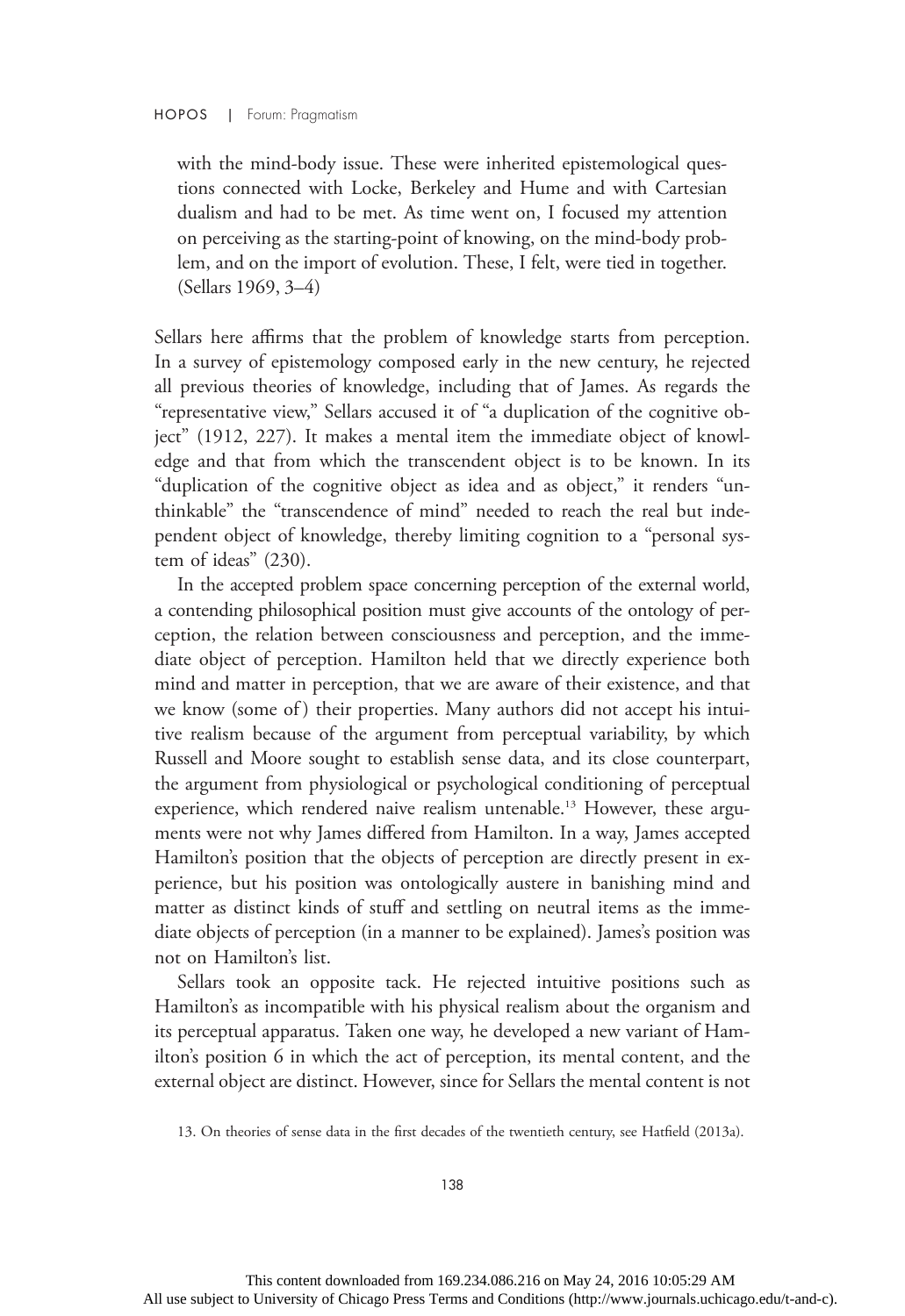with the mind-body issue. These were inherited epistemological questions connected with Locke, Berkeley and Hume and with Cartesian dualism and had to be met. As time went on, I focused my attention on perceiving as the starting-point of knowing, on the mind-body problem, and on the import of evolution. These, I felt, were tied in together. (Sellars 1969, 3–4)

Sellars here affirms that the problem of knowledge starts from perception. In a survey of epistemology composed early in the new century, he rejected all previous theories of knowledge, including that of James. As regards the "representative view," Sellars accused it of "a duplication of the cognitive object" (1912, 227). It makes a mental item the immediate object of knowledge and that from which the transcendent object is to be known. In its "duplication of the cognitive object as idea and as object," it renders "unthinkable" the "transcendence of mind" needed to reach the real but independent object of knowledge, thereby limiting cognition to a "personal system of ideas" (230).

In the accepted problem space concerning perception of the external world, a contending philosophical position must give accounts of the ontology of perception, the relation between consciousness and perception, and the immediate object of perception. Hamilton held that we directly experience both mind and matter in perception, that we are aware of their existence, and that we know (some of) their properties. Many authors did not accept his intuitive realism because of the argument from perceptual variability, by which Russell and Moore sought to establish sense data, and its close counterpart, the argument from physiological or psychological conditioning of perceptual experience, which rendered naive realism untenable.[13] However, these arguments were not why James differed from Hamilton. In a way, James accepted Hamilton's position that the objects of perception are directly present in experience, but his position was ontologically austere in banishing mind and matter as distinct kinds of stuff and settling on neutral items as the immediate objects of perception (in a manner to be explained). James's position was not on Hamilton's list.

Sellars took an opposite tack. He rejected intuitive positions such as Hamilton's as incompatible with his physical realism about the organism and its perceptual apparatus. Taken one way, he developed a new variant of Hamilton's position 6 in which the act of perception, its mental content, and the external object are distinct. However, since for Sellars the mental content is not

13. On theories of sense data in the first decades of the twentieth century, see Hatfield (2013a).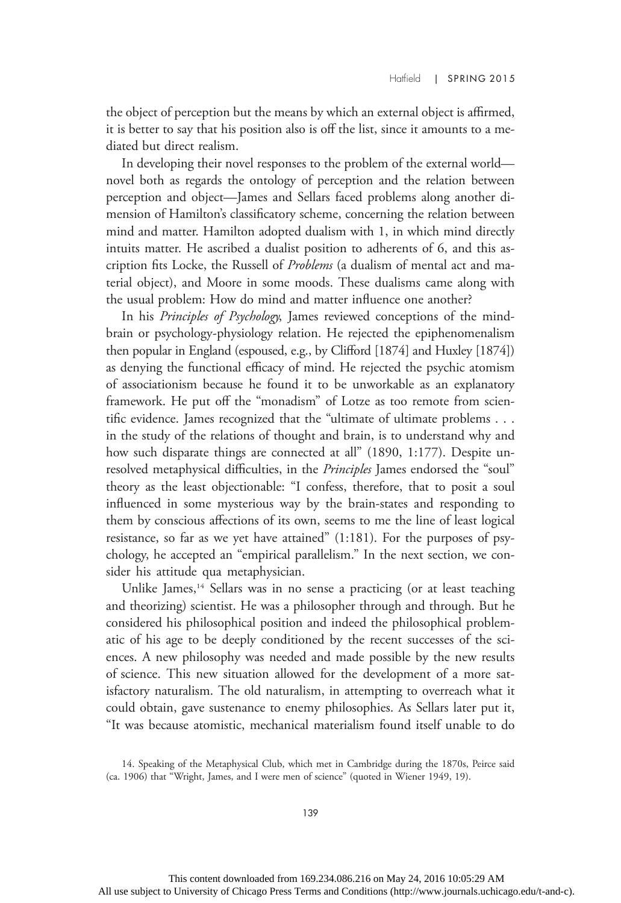the object of perception but the means by which an external object is affirmed, it is better to say that his position also is off the list, since it amounts to a mediated but direct realism.

In developing their novel responses to the problem of the external world—novel both as regards the ontology of perception and the relation between perception and object—James and Sellars faced problems along another dimension of Hamilton's classificatory scheme, concerning the relation between mind and matter. Hamilton adopted dualism with 1, in which mind directly intuits matter. He ascribed a dualist position to adherents of 6, and this ascription fits Locke, the Russell of *Problems* (a dualism of mental act and material object), and Moore in some moods. These dualisms came along with the usual problem: How do mind and matter influence one another?

In his *Principles of Psychology*, James reviewed conceptions of the mind-brain or psychology-physiology relation. He rejected the epiphenomenalism then popular in England (espoused, e.g., by Clifford [1874] and Huxley [1874]) as denying the functional efficacy of mind. He rejected the psychic atomism of associationism because he found it to be unworkable as an explanatory framework. He put off the "monadism" of Lotze as too remote from scientific evidence. James recognized that the "ultimate of ultimate problems . . . in the study of the relations of thought and brain, is to understand why and how such disparate things are connected at all" (1890, 1:177). Despite unresolved metaphysical difficulties, in the *Principles* James endorsed the "soul" theory as the least objectionable: "I confess, therefore, that to posit a soul influenced in some mysterious way by the brain-states and responding to them by conscious affections of its own, seems to me the line of least logical resistance, so far as we yet have attained" (1:181). For the purposes of psychology, he accepted an "empirical parallelism." In the next section, we consider his attitude qua metaphysician.

Unlike James,[14] Sellars was in no sense a practicing (or at least teaching and theorizing) scientist. He was a philosopher through and through. But he considered his philosophical position and indeed the philosophical problematic of his age to be deeply conditioned by the recent successes of the sciences. A new philosophy was needed and made possible by the new results of science. This new situation allowed for the development of a more satisfactory naturalism. The old naturalism, in attempting to overreach what it could obtain, gave sustenance to enemy philosophies. As Sellars later put it, "It was because atomistic, mechanical materialism found itself unable to do

14. Speaking of the Metaphysical Club, which met in Cambridge during the 1870s, Peirce said (ca. 1906) that "Wright, James, and I were men of science" (quoted in Wiener 1949, 19).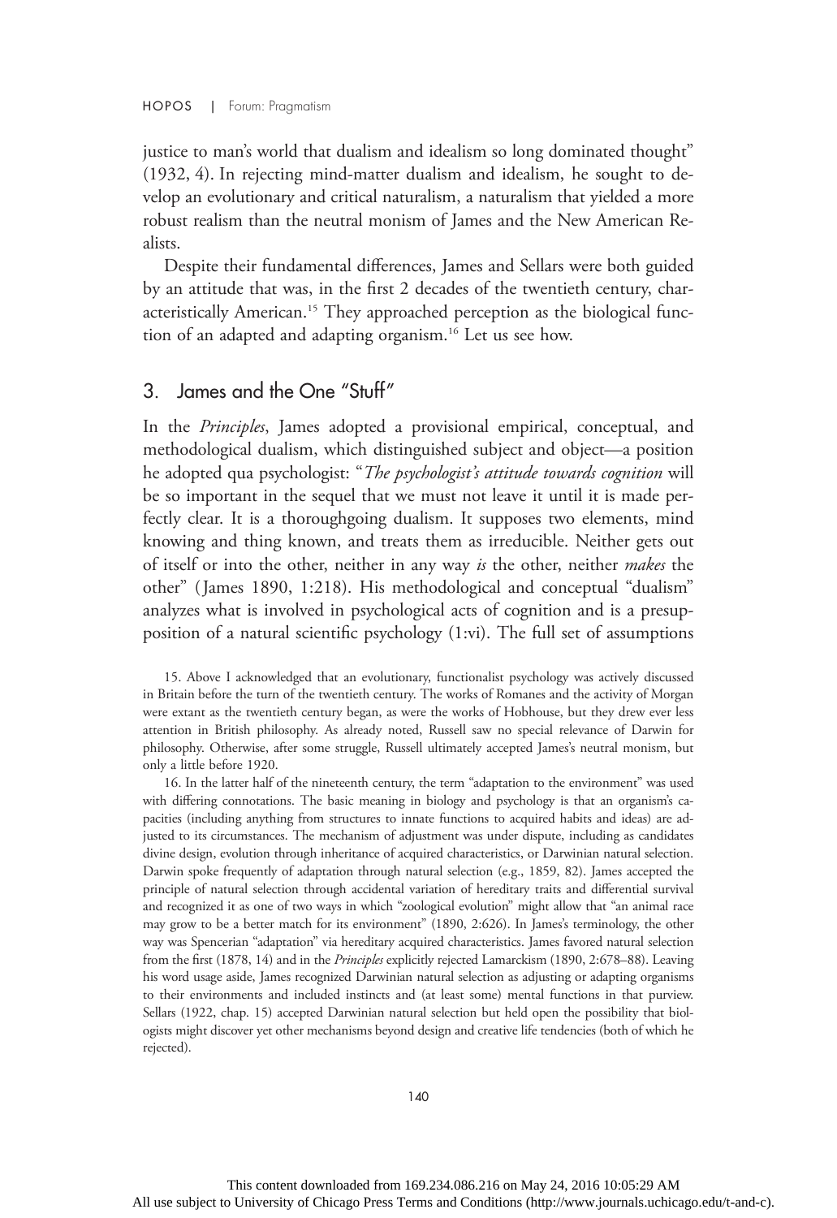justice to man's world that dualism and idealism so long dominated thought" (1932, 4). In rejecting mind-matter dualism and idealism, he sought to develop an evolutionary and critical naturalism, a naturalism that yielded a more robust realism than the neutral monism of James and the New American Realists.

Despite their fundamental differences, James and Sellars were both guided by an attitude that was, in the first 2 decades of the twentieth century, characteristically American.[15] They approached perception as the biological function of an adapted and adapting organism.[16] Let us see how.

## 3. James and the One "Stuff"

In the *Principles*, James adopted a provisional empirical, conceptual, and methodological dualism, which distinguished subject and object—a position he adopted qua psychologist: "*The psychologist's attitude towards cognition* will be so important in the sequel that we must not leave it until it is made perfectly clear. It is a thoroughgoing dualism. It supposes two elements, mind knowing and thing known, and treats them as irreducible. Neither gets out of itself or into the other, neither in any way *is* the other, neither *makes* the other" (James 1890, 1:218). His methodological and conceptual "dualism" analyzes what is involved in psychological acts of cognition and is a presupposition of a natural scientific psychology (1:vi). The full set of assumptions

15. Above I acknowledged that an evolutionary, functionalist psychology was actively discussed in Britain before the turn of the twentieth century. The works of Romanes and the activity of Morgan were extant as the twentieth century began, as were the works of Hobhouse, but they drew ever less attention in British philosophy. As already noted, Russell saw no special relevance of Darwin for philosophy. Otherwise, after some struggle, Russell ultimately accepted James's neutral monism, but only a little before 1920.

16. In the latter half of the nineteenth century, the term "adaptation to the environment" was used with differing connotations. The basic meaning in biology and psychology is that an organism's capacities (including anything from structures to innate functions to acquired habits and ideas) are adjusted to its circumstances. The mechanism of adjustment was under dispute, including as candidates divine design, evolution through inheritance of acquired characteristics, or Darwinian natural selection. Darwin spoke frequently of adaptation through natural selection (e.g., 1859, 82). James accepted the principle of natural selection through accidental variation of hereditary traits and differential survival and recognized it as one of two ways in which "zoological evolution" might allow that "an animal race may grow to be a better match for its environment" (1890, 2:626). In James's terminology, the other way was Spencerian "adaptation" via hereditary acquired characteristics. James favored natural selection from the first (1878, 14) and in the *Principles* explicitly rejected Lamarckism (1890, 2:678–88). Leaving his word usage aside, James recognized Darwinian natural selection as adjusting or adapting organisms to their environments and included instincts and (at least some) mental functions in that purview. Sellars (1922, chap. 15) accepted Darwinian natural selection but held open the possibility that biologists might discover yet other mechanisms beyond design and creative life tendencies (both of which he rejected).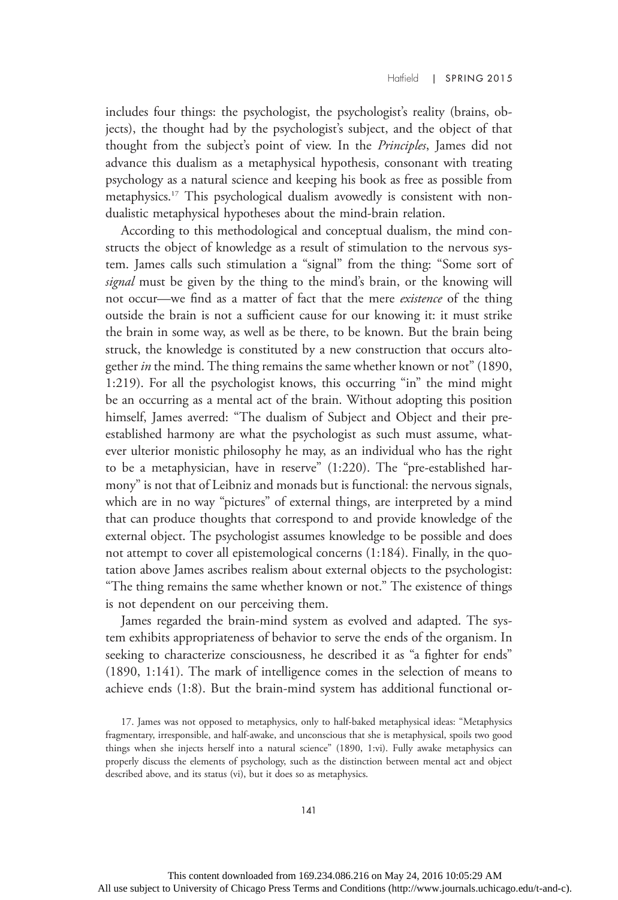includes four things: the psychologist, the psychologist's reality (brains, objects), the thought had by the psychologist's subject, and the object of that thought from the subject's point of view. In the *Principles*, James did not advance this dualism as a metaphysical hypothesis, consonant with treating psychology as a natural science and keeping his book as free as possible from metaphysics.[17] This psychological dualism avowedly is consistent with non-dualistic metaphysical hypotheses about the mind-brain relation.

According to this methodological and conceptual dualism, the mind constructs the object of knowledge as a result of stimulation to the nervous system. James calls such stimulation a "signal" from the thing: "Some sort of *signal* must be given by the thing to the mind's brain, or the knowing will not occur—we find as a matter of fact that the mere *existence* of the thing outside the brain is not a sufficient cause for our knowing it: it must strike the brain in some way, as well as be there, to be known. But the brain being struck, the knowledge is constituted by a new construction that occurs altogether *in* the mind. The thing remains the same whether known or not" (1890, 1:219). For all the psychologist knows, this occurring "in" the mind might be an occurring as a mental act of the brain. Without adopting this position himself, James averred: "The dualism of Subject and Object and their pre-established harmony are what the psychologist as such must assume, whatever ulterior monistic philosophy he may, as an individual who has the right to be a metaphysician, have in reserve" (1:220). The "pre-established harmony" is not that of Leibniz and monads but is functional: the nervous signals, which are in no way "pictures" of external things, are interpreted by a mind that can produce thoughts that correspond to and provide knowledge of the external object. The psychologist assumes knowledge to be possible and does not attempt to cover all epistemological concerns (1:184). Finally, in the quotation above James ascribes realism about external objects to the psychologist: "The thing remains the same whether known or not." The existence of things is not dependent on our perceiving them.

James regarded the brain-mind system as evolved and adapted. The system exhibits appropriateness of behavior to serve the ends of the organism. In seeking to characterize consciousness, he described it as "a fighter for ends" (1890, 1:141). The mark of intelligence comes in the selection of means to achieve ends (1:8). But the brain-mind system has additional functional or-

17. James was not opposed to metaphysics, only to half-baked metaphysical ideas: "Metaphysics fragmentary, irresponsible, and half-awake, and unconscious that she is metaphysical, spoils two good things when she injects herself into a natural science" (1890, 1:vi). Fully awake metaphysics can properly discuss the elements of psychology, such as the distinction between mental act and object described above, and its status (vi), but it does so as metaphysics.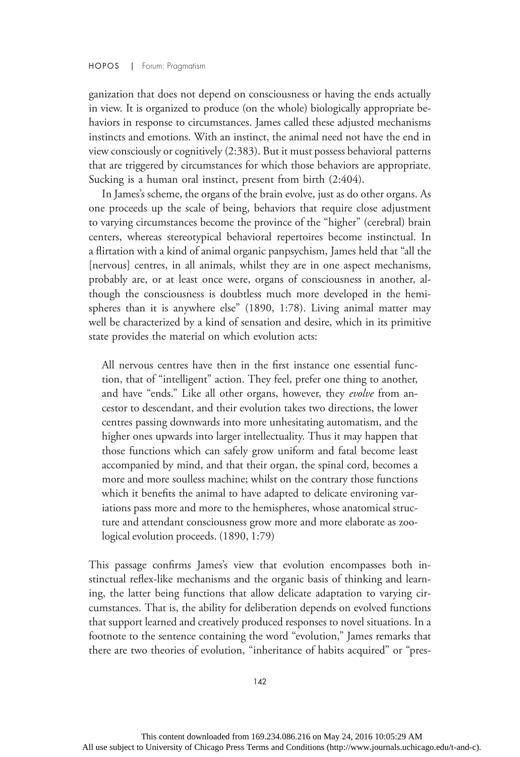ganization that does not depend on consciousness or having the ends actually in view. It is organized to produce (on the whole) biologically appropriate behaviors in response to circumstances. James called these adjusted mechanisms instincts and emotions. With an instinct, the animal need not have the end in view consciously or cognitively (2:383). But it must possess behavioral patterns that are triggered by circumstances for which those behaviors are appropriate. Sucking is a human oral instinct, present from birth (2:404).

In James's scheme, the organs of the brain evolve, just as do other organs. As one proceeds up the scale of being, behaviors that require close adjustment to varying circumstances become the province of the "higher" (cerebral) brain centers, whereas stereotypical behavioral repertoires become instinctual. In a flirtation with a kind of animal organic panpsychism, James held that "all the [nervous] centres, in all animals, whilst they are in one aspect mechanisms, probably are, or at least once were, organs of consciousness in another, although the consciousness is doubtless much more developed in the hemispheres than it is anywhere else" (1890, 1:78). Living animal matter may well be characterized by a kind of sensation and desire, which in its primitive state provides the material on which evolution acts:

> All nervous centres have then in the first instance one essential function, that of "intelligent" action. They feel, prefer one thing to another, and have "ends." Like all other organs, however, they *evolve* from ancestor to descendant, and their evolution takes two directions, the lower centres passing downwards into more unhesitating automatism, and the higher ones upwards into larger intellectuality. Thus it may happen that those functions which can safely grow uniform and fatal become least accompanied by mind, and that their organ, the spinal cord, becomes a more and more soulless machine; whilst on the contrary those functions which it benefits the animal to have adapted to delicate environing variations pass more and more to the hemispheres, whose anatomical structure and attendant consciousness grow more and more elaborate as zoological evolution proceeds. (1890, 1:79)

This passage confirms James's view that evolution encompasses both instinctual reflex-like mechanisms and the organic basis of thinking and learning, the latter being functions that allow delicate adaptation to varying circumstances. That is, the ability for deliberation depends on evolved functions that support learned and creatively produced responses to novel situations. In a footnote to the sentence containing the word "evolution," James remarks that there are two theories of evolution, "inheritance of habits acquired" or "pres-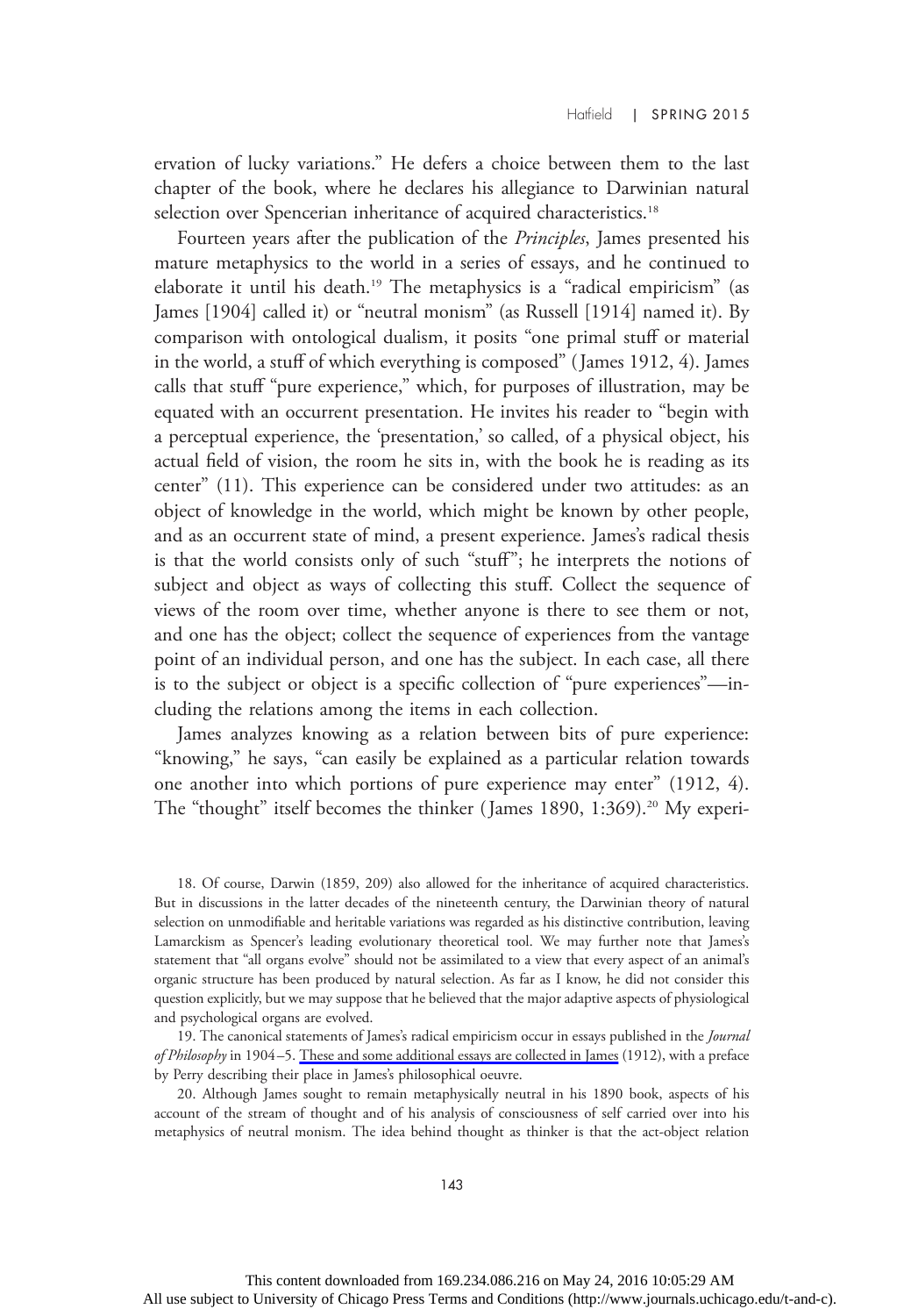ervation of lucky variations." He defers a choice between them to the last chapter of the book, where he declares his allegiance to Darwinian natural selection over Spencerian inheritance of acquired characteristics.[18]

Fourteen years after the publication of the *Principles*, James presented his mature metaphysics to the world in a series of essays, and he continued to elaborate it until his death.[19] The metaphysics is a "radical empiricism" (as James [1904] called it) or "neutral monism" (as Russell [1914] named it). By comparison with ontological dualism, it posits "one primal stuff or material in the world, a stuff of which everything is composed" (James 1912, 4). James calls that stuff "pure experience," which, for purposes of illustration, may be equated with an occurrent presentation. He invites his reader to "begin with a perceptual experience, the 'presentation,' so called, of a physical object, his actual field of vision, the room he sits in, with the book he is reading as its center" (11). This experience can be considered under two attitudes: as an object of knowledge in the world, which might be known by other people, and as an occurrent state of mind, a present experience. James's radical thesis is that the world consists only of such "stuff"; he interprets the notions of subject and object as ways of collecting this stuff. Collect the sequence of views of the room over time, whether anyone is there to see them or not, and one has the object; collect the sequence of experiences from the vantage point of an individual person, and one has the subject. In each case, all there is to the subject or object is a specific collection of "pure experiences"—including the relations among the items in each collection.

James analyzes knowing as a relation between bits of pure experience: "knowing," he says, "can easily be explained as a particular relation towards one another into which portions of pure experience may enter" (1912, 4). The "thought" itself becomes the thinker (James 1890, 1:369).[20] My experi-

18. Of course, Darwin (1859, 209) also allowed for the inheritance of acquired characteristics. But in discussions in the latter decades of the nineteenth century, the Darwinian theory of natural selection on unmodifiable and heritable variations was regarded as his distinctive contribution, leaving Lamarckism as Spencer's leading evolutionary theoretical tool. We may further note that James's statement that "all organs evolve" should not be assimilated to a view that every aspect of an animal's organic structure has been produced by natural selection. As far as I know, he did not consider this question explicitly, but we may suppose that he believed that the major adaptive aspects of physiological and psychological organs are evolved.

19. The canonical statements of James's radical empiricism occur in essays published in the *Journal of Philosophy* in 1904–5. These and some additional essays are collected in James (1912), with a preface by Perry describing their place in James's philosophical oeuvre.

20. Although James sought to remain metaphysically neutral in his 1890 book, aspects of his account of the stream of thought and of his analysis of consciousness of self carried over into his metaphysics of neutral monism. The idea behind thought as thinker is that the act-object relation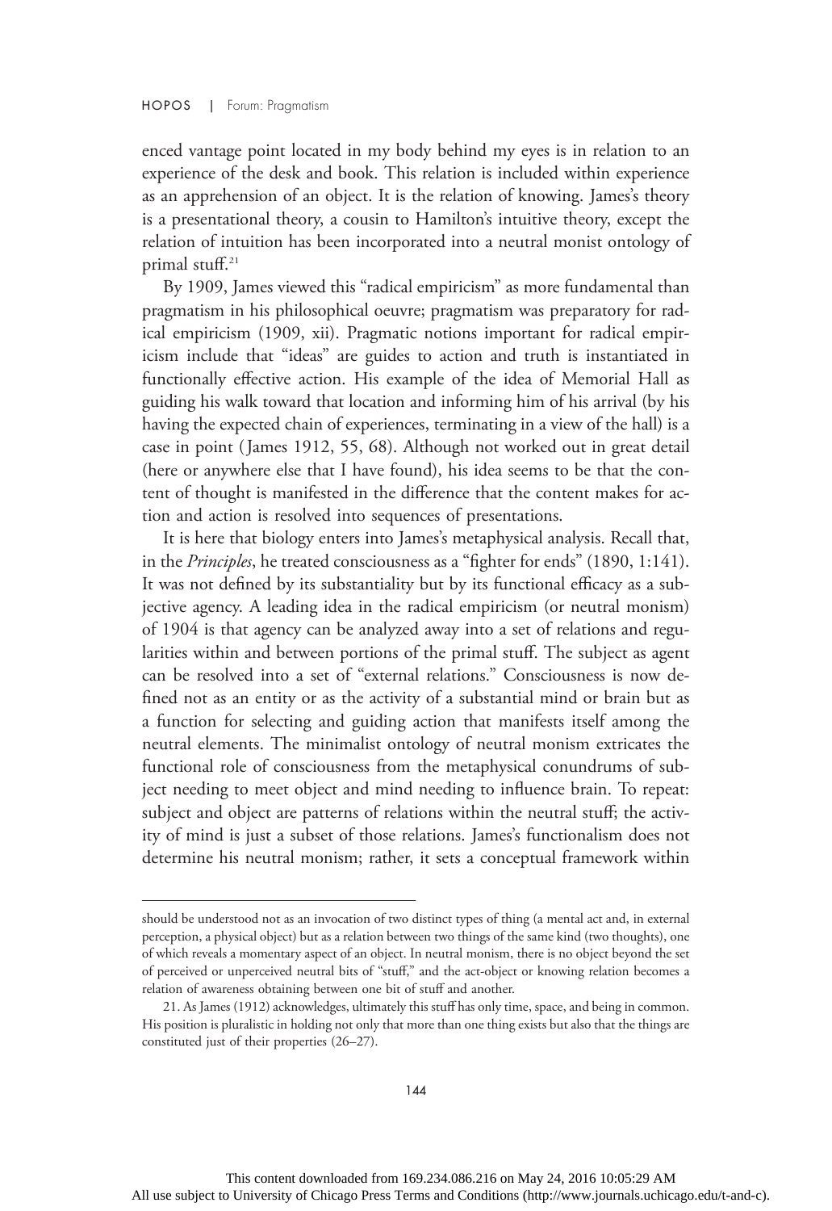enced vantage point located in my body behind my eyes is in relation to an experience of the desk and book. This relation is included within experience as an apprehension of an object. It is the relation of knowing. James's theory is a presentational theory, a cousin to Hamilton's intuitive theory, except the relation of intuition has been incorporated into a neutral monist ontology of primal stuff.[21]

By 1909, James viewed this "radical empiricism" as more fundamental than pragmatism in his philosophical oeuvre; pragmatism was preparatory for radical empiricism (1909, xii). Pragmatic notions important for radical empiricism include that "ideas" are guides to action and truth is instantiated in functionally effective action. His example of the idea of Memorial Hall as guiding his walk toward that location and informing him of his arrival (by his having the expected chain of experiences, terminating in a view of the hall) is a case in point (James 1912, 55, 68). Although not worked out in great detail (here or anywhere else that I have found), his idea seems to be that the content of thought is manifested in the difference that the content makes for action and action is resolved into sequences of presentations.

It is here that biology enters into James's metaphysical analysis. Recall that, in the *Principles*, he treated consciousness as a "fighter for ends" (1890, 1:141). It was not defined by its substantiality but by its functional efficacy as a subjective agency. A leading idea in the radical empiricism (or neutral monism) of 1904 is that agency can be analyzed away into a set of relations and regularities within and between portions of the primal stuff. The subject as agent can be resolved into a set of "external relations." Consciousness is now defined not as an entity or as the activity of a substantial mind or brain but as a function for selecting and guiding action that manifests itself among the neutral elements. The minimalist ontology of neutral monism extricates the functional role of consciousness from the metaphysical conundrums of subject needing to meet object and mind needing to influence brain. To repeat: subject and object are patterns of relations within the neutral stuff; the activity of mind is just a subset of those relations. James's functionalism does not determine his neutral monism; rather, it sets a conceptual framework within

---

should be understood not as an invocation of two distinct types of thing (a mental act and, in external perception, a physical object) but as a relation between two things of the same kind (two thoughts), one of which reveals a momentary aspect of an object. In neutral monism, there is no object beyond the set of perceived or unperceived neutral bits of "stuff," and the act-object or knowing relation becomes a relation of awareness obtaining between one bit of stuff and another.

21. As James (1912) acknowledges, ultimately this stuff has only time, space, and being in common. His position is pluralistic in holding not only that more than one thing exists but also that the things are constituted just of their properties (26–27).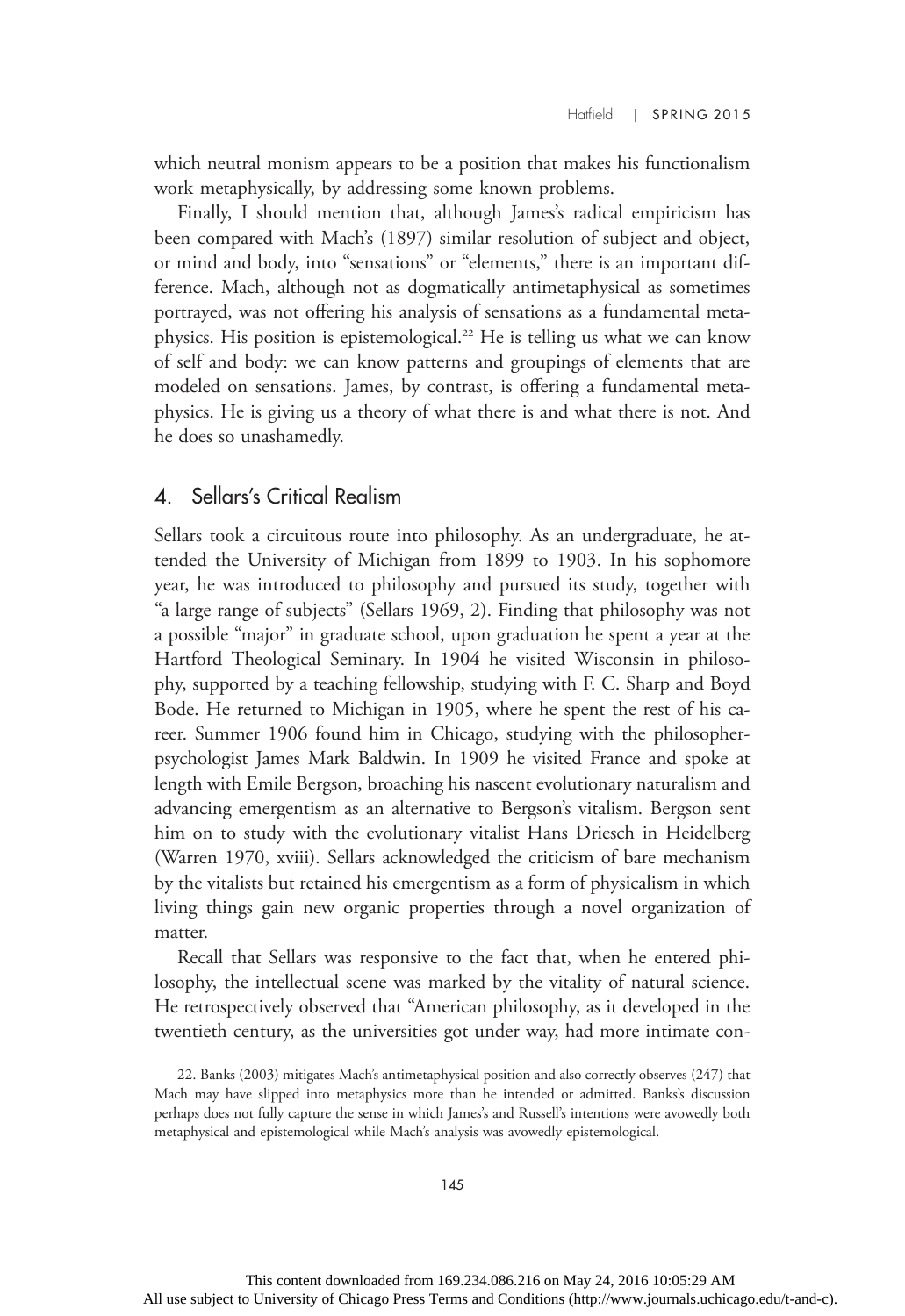which neutral monism appears to be a position that makes his functionalism work metaphysically, by addressing some known problems.

Finally, I should mention that, although James's radical empiricism has been compared with Mach's (1897) similar resolution of subject and object, or mind and body, into "sensations" or "elements," there is an important difference. Mach, although not as dogmatically antimetaphysical as sometimes portrayed, was not offering his analysis of sensations as a fundamental metaphysics. His position is epistemological.[22] He is telling us what we can know of self and body: we can know patterns and groupings of elements that are modeled on sensations. James, by contrast, is offering a fundamental metaphysics. He is giving us a theory of what there is and what there is not. And he does so unashamedly.

## 4. Sellars's Critical Realism

Sellars took a circuitous route into philosophy. As an undergraduate, he attended the University of Michigan from 1899 to 1903. In his sophomore year, he was introduced to philosophy and pursued its study, together with "a large range of subjects" (Sellars 1969, 2). Finding that philosophy was not a possible "major" in graduate school, upon graduation he spent a year at the Hartford Theological Seminary. In 1904 he visited Wisconsin in philosophy, supported by a teaching fellowship, studying with F. C. Sharp and Boyd Bode. He returned to Michigan in 1905, where he spent the rest of his career. Summer 1906 found him in Chicago, studying with the philosopher-psychologist James Mark Baldwin. In 1909 he visited France and spoke at length with Emile Bergson, broaching his nascent evolutionary naturalism and advancing emergentism as an alternative to Bergson's vitalism. Bergson sent him on to study with the evolutionary vitalist Hans Driesch in Heidelberg (Warren 1970, xviii). Sellars acknowledged the criticism of bare mechanism by the vitalists but retained his emergentism as a form of physicalism in which living things gain new organic properties through a novel organization of matter.

Recall that Sellars was responsive to the fact that, when he entered philosophy, the intellectual scene was marked by the vitality of natural science. He retrospectively observed that "American philosophy, as it developed in the twentieth century, as the universities got under way, had more intimate con-

22. Banks (2003) mitigates Mach's antimetaphysical position and also correctly observes (247) that Mach may have slipped into metaphysics more than he intended or admitted. Banks's discussion perhaps does not fully capture the sense in which James's and Russell's intentions were avowedly both metaphysical and epistemological while Mach's analysis was avowedly epistemological.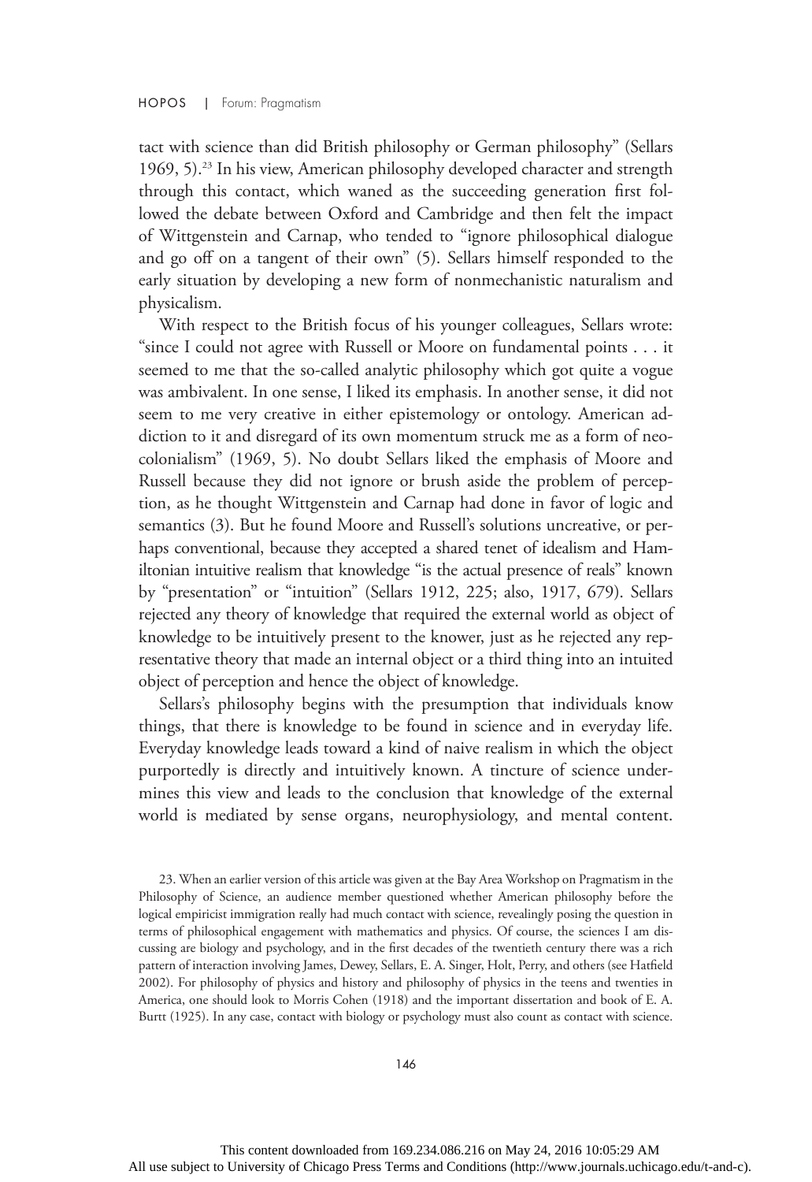tact with science than did British philosophy or German philosophy" (Sellars 1969, 5).[23] In his view, American philosophy developed character and strength through this contact, which waned as the succeeding generation first followed the debate between Oxford and Cambridge and then felt the impact of Wittgenstein and Carnap, who tended to "ignore philosophical dialogue and go off on a tangent of their own" (5). Sellars himself responded to the early situation by developing a new form of nonmechanistic naturalism and physicalism.

With respect to the British focus of his younger colleagues, Sellars wrote: "since I could not agree with Russell or Moore on fundamental points . . . it seemed to me that the so-called analytic philosophy which got quite a vogue was ambivalent. In one sense, I liked its emphasis. In another sense, it did not seem to me very creative in either epistemology or ontology. American addiction to it and disregard of its own momentum struck me as a form of neocolonialism" (1969, 5). No doubt Sellars liked the emphasis of Moore and Russell because they did not ignore or brush aside the problem of perception, as he thought Wittgenstein and Carnap had done in favor of logic and semantics (3). But he found Moore and Russell's solutions uncreative, or perhaps conventional, because they accepted a shared tenet of idealism and Hamiltonian intuitive realism that knowledge "is the actual presence of reals" known by "presentation" or "intuition" (Sellars 1912, 225; also, 1917, 679). Sellars rejected any theory of knowledge that required the external world as object of knowledge to be intuitively present to the knower, just as he rejected any representative theory that made an internal object or a third thing into an intuited object of perception and hence the object of knowledge.

Sellars's philosophy begins with the presumption that individuals know things, that there is knowledge to be found in science and in everyday life. Everyday knowledge leads toward a kind of naive realism in which the object purportedly is directly and intuitively known. A tincture of science undermines this view and leads to the conclusion that knowledge of the external world is mediated by sense organs, neurophysiology, and mental content.

23. When an earlier version of this article was given at the Bay Area Workshop on Pragmatism in the Philosophy of Science, an audience member questioned whether American philosophy before the logical empiricist immigration really had much contact with science, revealingly posing the question in terms of philosophical engagement with mathematics and physics. Of course, the sciences I am discussing are biology and psychology, and in the first decades of the twentieth century there was a rich pattern of interaction involving James, Dewey, Sellars, E. A. Singer, Holt, Perry, and others (see Hatfield 2002). For philosophy of physics and history and philosophy of physics in the teens and twenties in America, one should look to Morris Cohen (1918) and the important dissertation and book of E. A. Burtt (1925). In any case, contact with biology or psychology must also count as contact with science.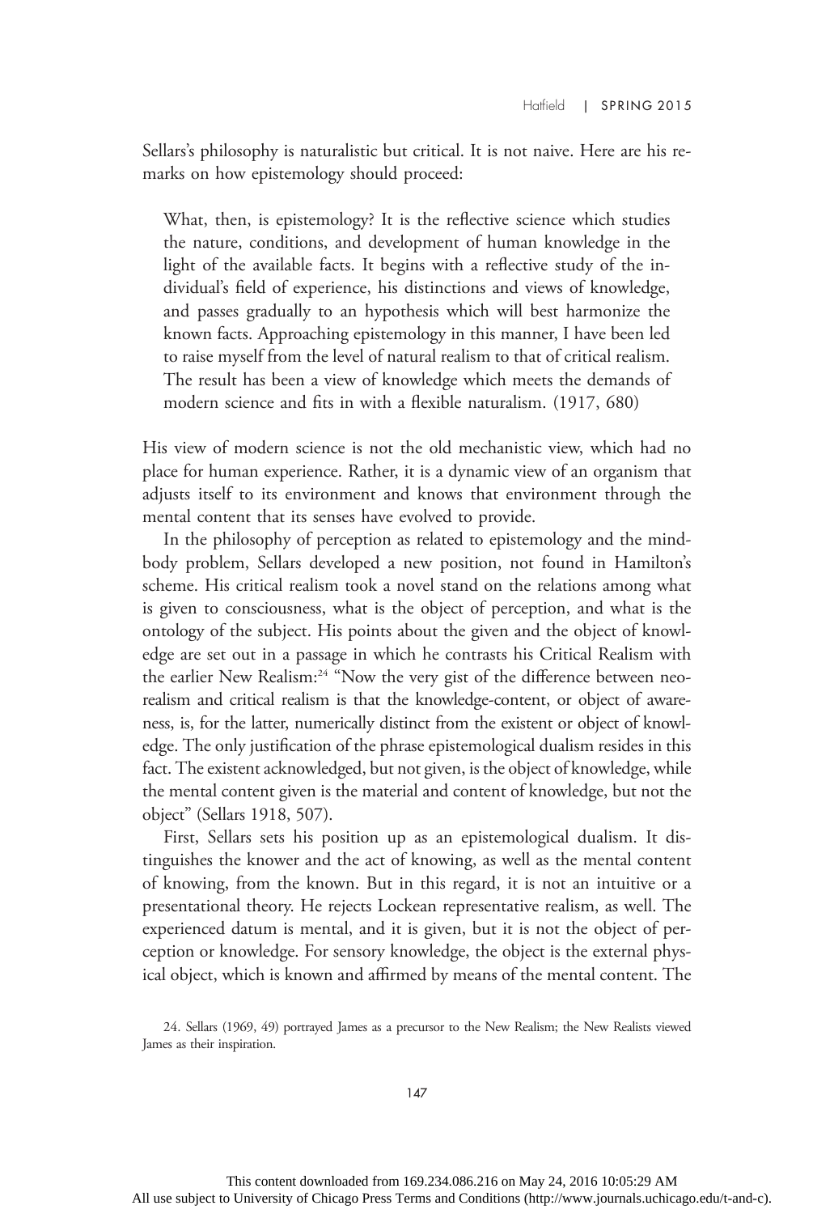Sellars's philosophy is naturalistic but critical. It is not naive. Here are his remarks on how epistemology should proceed:

> What, then, is epistemology? It is the reflective science which studies the nature, conditions, and development of human knowledge in the light of the available facts. It begins with a reflective study of the individual's field of experience, his distinctions and views of knowledge, and passes gradually to an hypothesis which will best harmonize the known facts. Approaching epistemology in this manner, I have been led to raise myself from the level of natural realism to that of critical realism. The result has been a view of knowledge which meets the demands of modern science and fits in with a flexible naturalism. (1917, 680)

His view of modern science is not the old mechanistic view, which had no place for human experience. Rather, it is a dynamic view of an organism that adjusts itself to its environment and knows that environment through the mental content that its senses have evolved to provide.

In the philosophy of perception as related to epistemology and the mind-body problem, Sellars developed a new position, not found in Hamilton's scheme. His critical realism took a novel stand on the relations among what is given to consciousness, what is the object of perception, and what is the ontology of the subject. His points about the given and the object of knowledge are set out in a passage in which he contrasts his Critical Realism with the earlier New Realism:[24] "Now the very gist of the difference between neo-realism and critical realism is that the knowledge-content, or object of awareness, is, for the latter, numerically distinct from the existent or object of knowledge. The only justification of the phrase epistemological dualism resides in this fact. The existent acknowledged, but not given, is the object of knowledge, while the mental content given is the material and content of knowledge, but not the object" (Sellars 1918, 507).

First, Sellars sets his position up as an epistemological dualism. It distinguishes the knower and the act of knowing, as well as the mental content of knowing, from the known. But in this regard, it is not an intuitive or a presentational theory. He rejects Lockean representative realism, as well. The experienced datum is mental, and it is given, but it is not the object of perception or knowledge. For sensory knowledge, the object is the external physical object, which is known and affirmed by means of the mental content. The

24. Sellars (1969, 49) portrayed James as a precursor to the New Realism; the New Realists viewed James as their inspiration.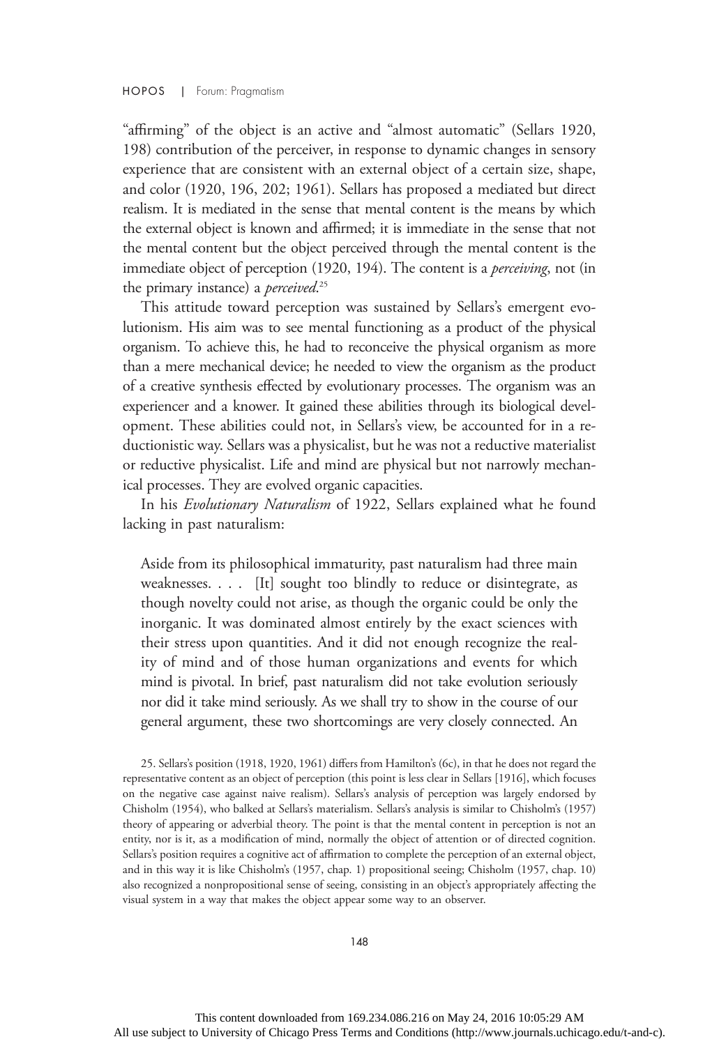"affirming" of the object is an active and "almost automatic" (Sellars 1920, 198) contribution of the perceiver, in response to dynamic changes in sensory experience that are consistent with an external object of a certain size, shape, and color (1920, 196, 202; 1961). Sellars has proposed a mediated but direct realism. It is mediated in the sense that mental content is the means by which the external object is known and affirmed; it is immediate in the sense that not the mental content but the object perceived through the mental content is the immediate object of perception (1920, 194). The content is a *perceiving*, not (in the primary instance) a *perceived*.[25]

This attitude toward perception was sustained by Sellars's emergent evolutionism. His aim was to see mental functioning as a product of the physical organism. To achieve this, he had to reconceive the physical organism as more than a mere mechanical device; he needed to view the organism as the product of a creative synthesis effected by evolutionary processes. The organism was an experiencer and a knower. It gained these abilities through its biological development. These abilities could not, in Sellars's view, be accounted for in a reductionistic way. Sellars was a physicalist, but he was not a reductive materialist or reductive physicalist. Life and mind are physical but not narrowly mechanical processes. They are evolved organic capacities.

In his *Evolutionary Naturalism* of 1922, Sellars explained what he found lacking in past naturalism:

> Aside from its philosophical immaturity, past naturalism had three main weaknesses. . . . [It] sought too blindly to reduce or disintegrate, as though novelty could not arise, as though the organic could be only the inorganic. It was dominated almost entirely by the exact sciences with their stress upon quantities. And it did not enough recognize the reality of mind and of those human organizations and events for which mind is pivotal. In brief, past naturalism did not take evolution seriously nor did it take mind seriously. As we shall try to show in the course of our general argument, these two shortcomings are very closely connected. An

25. Sellars's position (1918, 1920, 1961) differs from Hamilton's (6c), in that he does not regard the representative content as an object of perception (this point is less clear in Sellars [1916], which focuses on the negative case against naive realism). Sellars's analysis of perception was largely endorsed by Chisholm (1954), who balked at Sellars's materialism. Sellars's analysis is similar to Chisholm's (1957) theory of appearing or adverbial theory. The point is that the mental content in perception is not an entity, nor is it, as a modification of mind, normally the object of attention or of directed cognition. Sellars's position requires a cognitive act of affirmation to complete the perception of an external object, and in this way it is like Chisholm's (1957, chap. 1) propositional seeing; Chisholm (1957, chap. 10) also recognized a nonpropositional sense of seeing, consisting in an object's appropriately affecting the visual system in a way that makes the object appear some way to an observer.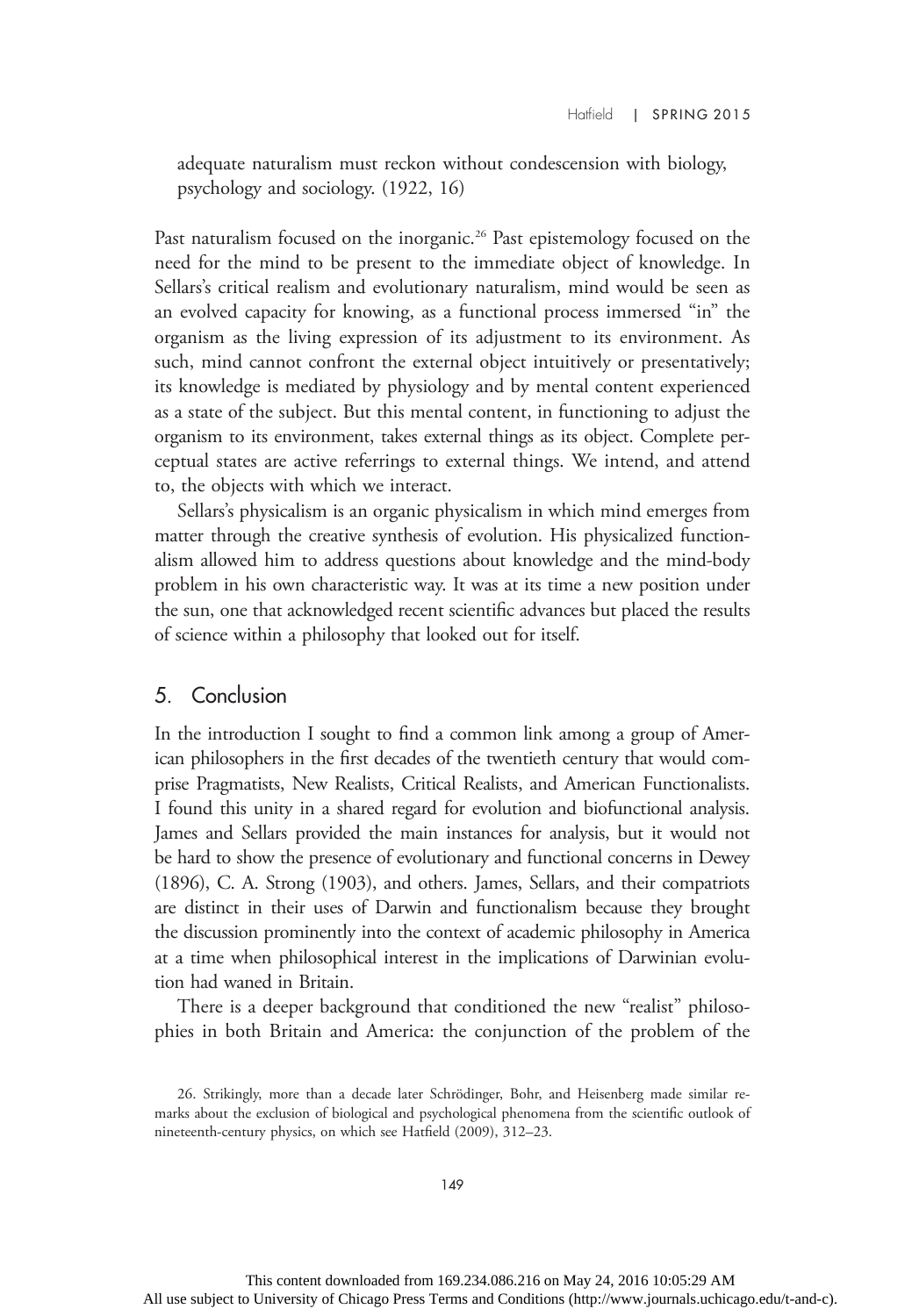adequate naturalism must reckon without condescension with biology, psychology and sociology. (1922, 16)

Past naturalism focused on the inorganic.[26] Past epistemology focused on the need for the mind to be present to the immediate object of knowledge. In Sellars's critical realism and evolutionary naturalism, mind would be seen as an evolved capacity for knowing, as a functional process immersed "in" the organism as the living expression of its adjustment to its environment. As such, mind cannot confront the external object intuitively or presentatively; its knowledge is mediated by physiology and by mental content experienced as a state of the subject. But this mental content, in functioning to adjust the organism to its environment, takes external things as its object. Complete perceptual states are active referrings to external things. We intend, and attend to, the objects with which we interact.

Sellars's physicalism is an organic physicalism in which mind emerges from matter through the creative synthesis of evolution. His physicalized functionalism allowed him to address questions about knowledge and the mind-body problem in his own characteristic way. It was at its time a new position under the sun, one that acknowledged recent scientific advances but placed the results of science within a philosophy that looked out for itself.

## 5. Conclusion

In the introduction I sought to find a common link among a group of American philosophers in the first decades of the twentieth century that would comprise Pragmatists, New Realists, Critical Realists, and American Functionalists. I found this unity in a shared regard for evolution and biofunctional analysis. James and Sellars provided the main instances for analysis, but it would not be hard to show the presence of evolutionary and functional concerns in Dewey (1896), C. A. Strong (1903), and others. James, Sellars, and their compatriots are distinct in their uses of Darwin and functionalism because they brought the discussion prominently into the context of academic philosophy in America at a time when philosophical interest in the implications of Darwinian evolution had waned in Britain.

There is a deeper background that conditioned the new "realist" philosophies in both Britain and America: the conjunction of the problem of the

26. Strikingly, more than a decade later Schrödinger, Bohr, and Heisenberg made similar remarks about the exclusion of biological and psychological phenomena from the scientific outlook of nineteenth-century physics, on which see Hatfield (2009), 312–23.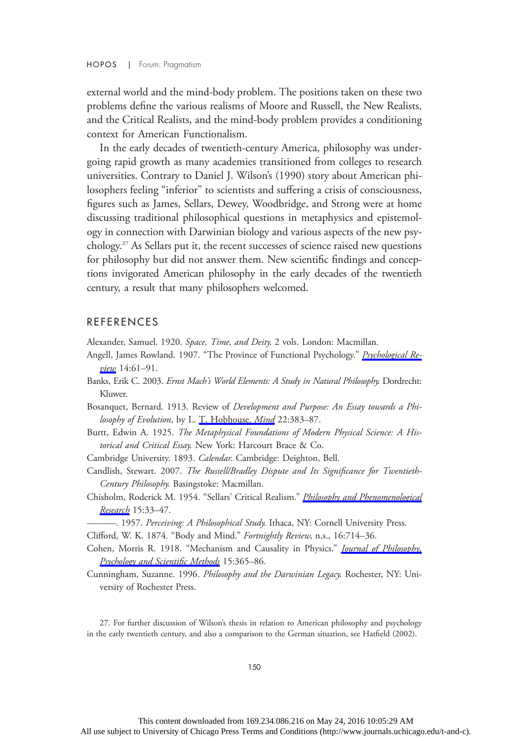external world and the mind-body problem. The positions taken on these two problems define the various realisms of Moore and Russell, the New Realists, and the Critical Realists, and the mind-body problem provides a conditioning context for American Functionalism.

In the early decades of twentieth-century America, philosophy was undergoing rapid growth as many academies transitioned from colleges to research universities. Contrary to Daniel J. Wilson's (1990) story about American philosophers feeling "inferior" to scientists and suffering a crisis of consciousness, figures such as James, Sellars, Dewey, Woodbridge, and Strong were at home discussing traditional philosophical questions in metaphysics and epistemology in connection with Darwinian biology and various aspects of the new psychology.[27] As Sellars put it, the recent successes of science raised new questions for philosophy but did not answer them. New scientific findings and conceptions invigorated American philosophy in the early decades of the twentieth century, a result that many philosophers welcomed.

## REFERENCES

Alexander, Samuel. 1920. *Space, Time, and Deity.* 2 vols. London: Macmillan.

Angell, James Rowland. 1907. "The Province of Functional Psychology." *Psychological Review* 14:61–91.

Banks, Erik C. 2003. *Ernst Mach's World Elements: A Study in Natural Philosophy.* Dordrecht: Kluwer.

Bosanquet, Bernard. 1913. Review of *Development and Purpose: An Essay towards a Philosophy of Evolution*, by L. T. Hobhouse. *Mind* 22:383–87.

Burtt, Edwin A. 1925. *The Metaphysical Foundations of Modern Physical Science: A Historical and Critical Essay.* New York: Harcourt Brace & Co.

Cambridge University. 1893. *Calendar*. Cambridge: Deighton, Bell.

Candlish, Stewart. 2007. *The Russell/Bradley Dispute and Its Significance for Twentieth-Century Philosophy.* Basingstoke: Macmillan.

Chisholm, Roderick M. 1954. "Sellars' Critical Realism." *Philosophy and Phenomenological Research* 15:33–47.

———. 1957. *Perceiving: A Philosophical Study.* Ithaca, NY: Cornell University Press.

Clifford, W. K. 1874. "Body and Mind." *Fortnightly Review*, n.s., 16:714–36.

Cohen, Morris R. 1918. "Mechanism and Causality in Physics." *Journal of Philosophy, Psychology and Scientific Methods* 15:365–86.

Cunningham, Suzanne. 1996. *Philosophy and the Darwinian Legacy.* Rochester, NY: University of Rochester Press.

27. For further discussion of Wilson's thesis in relation to American philosophy and psychology in the early twentieth century, and also a comparison to the German situation, see Hatfield (2002).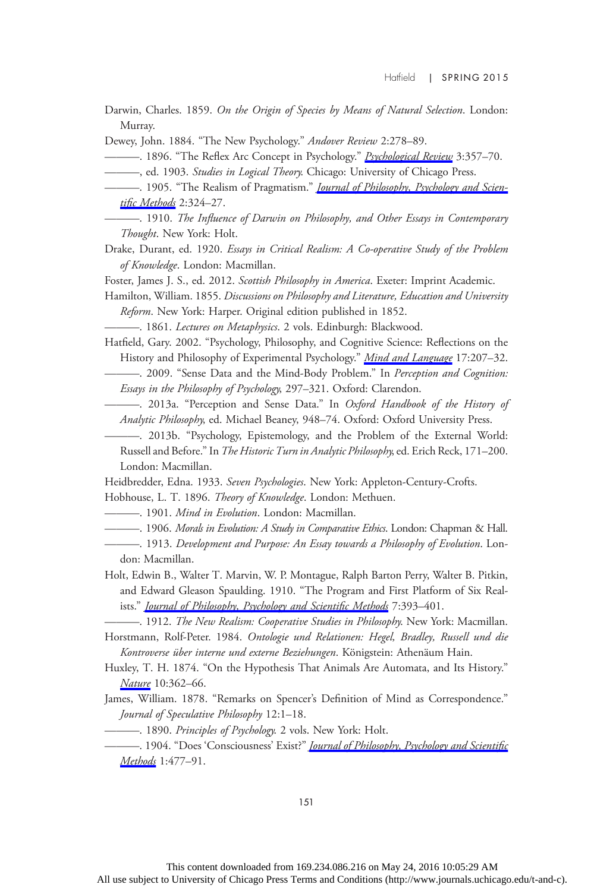Darwin, Charles. 1859. *On the Origin of Species by Means of Natural Selection*. London: Murray.

Dewey, John. 1884. "The New Psychology." *Andover Review* 2:278–89.

———. 1896. "The Reflex Arc Concept in Psychology." *Psychological Review* 3:357–70.

———, ed. 1903. *Studies in Logical Theory.* Chicago: University of Chicago Press.

———. 1905. "The Realism of Pragmatism." *Journal of Philosophy, Psychology and Scientific Methods* 2:324–27.

———. 1910. *The Influence of Darwin on Philosophy, and Other Essays in Contemporary Thought*. New York: Holt.

Drake, Durant, ed. 1920. *Essays in Critical Realism: A Co-operative Study of the Problem of Knowledge*. London: Macmillan.

Foster, James J. S., ed. 2012. *Scottish Philosophy in America*. Exeter: Imprint Academic.

Hamilton, William. 1855. *Discussions on Philosophy and Literature, Education and University Reform*. New York: Harper. Original edition published in 1852.

———. 1861. *Lectures on Metaphysics*. 2 vols. Edinburgh: Blackwood.

Hatfield, Gary. 2002. "Psychology, Philosophy, and Cognitive Science: Reflections on the History and Philosophy of Experimental Psychology." *Mind and Language* 17:207–32.

———. 2009. "Sense Data and the Mind-Body Problem." In *Perception and Cognition: Essays in the Philosophy of Psychology*, 297–321. Oxford: Clarendon.

———. 2013a. "Perception and Sense Data." In *Oxford Handbook of the History of Analytic Philosophy*, ed. Michael Beaney, 948–74. Oxford: Oxford University Press.

———. 2013b. "Psychology, Epistemology, and the Problem of the External World: Russell and Before." In *The Historic Turn in Analytic Philosophy*, ed. Erich Reck, 171–200. London: Macmillan.

Heidbredder, Edna. 1933. *Seven Psychologies*. New York: Appleton-Century-Crofts.

Hobhouse, L. T. 1896. *Theory of Knowledge*. London: Methuen.

———. 1901. *Mind in Evolution*. London: Macmillan.

———. 1906. *Morals in Evolution: A Study in Comparative Ethics*. London: Chapman & Hall.

———. 1913. *Development and Purpose: An Essay towards a Philosophy of Evolution*. London: Macmillan.

Holt, Edwin B., Walter T. Marvin, W. P. Montague, Ralph Barton Perry, Walter B. Pitkin, and Edward Gleason Spaulding. 1910. "The Program and First Platform of Six Realists." *Journal of Philosophy, Psychology and Scientific Methods* 7:393–401.

———. 1912. *The New Realism: Cooperative Studies in Philosophy*. New York: Macmillan.

Horstmann, Rolf-Peter. 1984. *Ontologie und Relationen: Hegel, Bradley, Russell und die Kontroverse über interne und externe Beziehungen*. Königstein: Athenäum Hain.

Huxley, T. H. 1874. "On the Hypothesis That Animals Are Automata, and Its History." *Nature* 10:362–66.

James, William. 1878. "Remarks on Spencer's Definition of Mind as Correspondence." *Journal of Speculative Philosophy* 12:1–18.

———. 1890. *Principles of Psychology.* 2 vols. New York: Holt.

———. 1904. "Does 'Consciousness' Exist?" *Journal of Philosophy, Psychology and Scientific Methods* 1:477–91.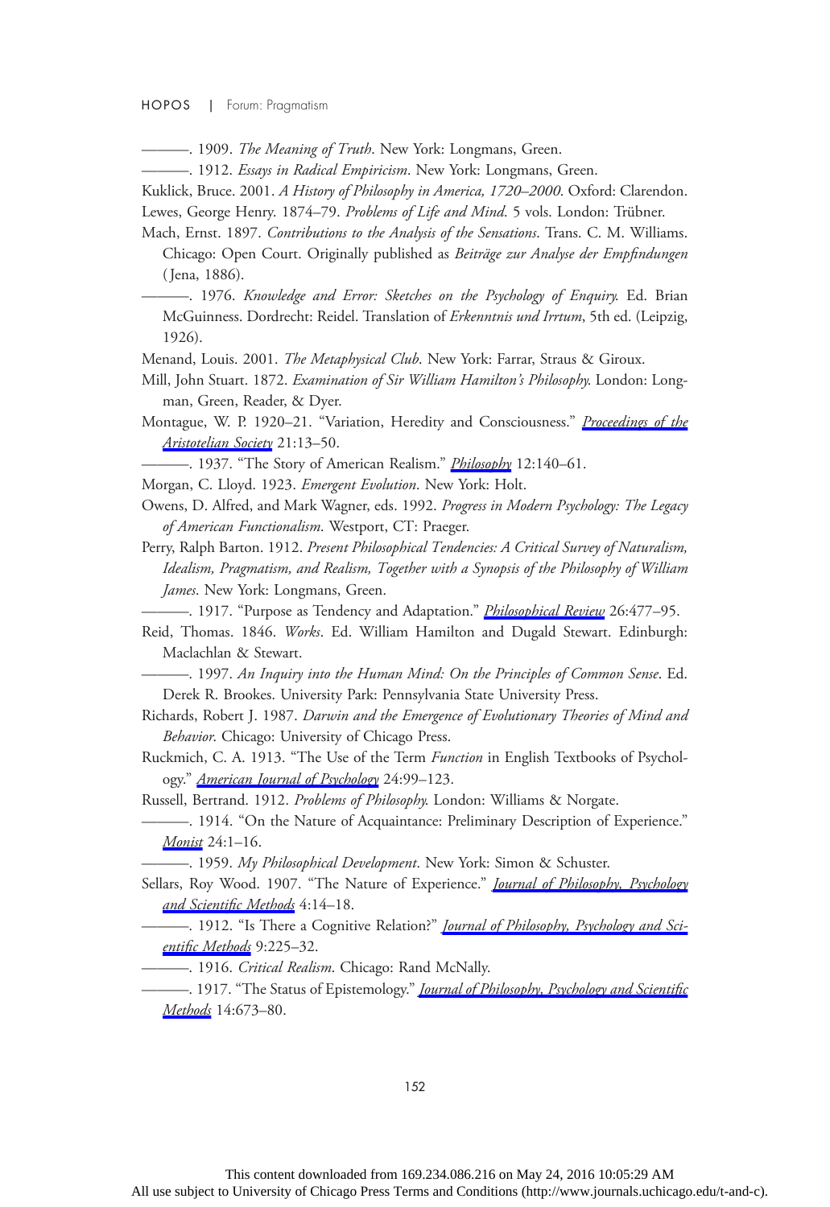———. 1909. *The Meaning of Truth*. New York: Longmans, Green.

———. 1912. *Essays in Radical Empiricism*. New York: Longmans, Green.

Kuklick, Bruce. 2001. *A History of Philosophy in America, 1720–2000*. Oxford: Clarendon.

Lewes, George Henry. 1874–79. *Problems of Life and Mind*. 5 vols. London: Trübner.

Mach, Ernst. 1897. *Contributions to the Analysis of the Sensations*. Trans. C. M. Williams. Chicago: Open Court. Originally published as *Beiträge zur Analyse der Empfindungen* (Jena, 1886).

———. 1976. *Knowledge and Error: Sketches on the Psychology of Enquiry*. Ed. Brian McGuinness. Dordrecht: Reidel. Translation of *Erkenntnis und Irrtum*, 5th ed. (Leipzig, 1926).

Menand, Louis. 2001. *The Metaphysical Club*. New York: Farrar, Straus & Giroux.

Mill, John Stuart. 1872. *Examination of Sir William Hamilton's Philosophy*. London: Longman, Green, Reader, & Dyer.

Montague, W. P. 1920–21. "Variation, Heredity and Consciousness." *Proceedings of the Aristotelian Society* 21:13–50.

———. 1937. "The Story of American Realism." *Philosophy* 12:140–61.

Morgan, C. Lloyd. 1923. *Emergent Evolution*. New York: Holt.

Owens, D. Alfred, and Mark Wagner, eds. 1992. *Progress in Modern Psychology: The Legacy of American Functionalism*. Westport, CT: Praeger.

Perry, Ralph Barton. 1912. *Present Philosophical Tendencies: A Critical Survey of Naturalism, Idealism, Pragmatism, and Realism, Together with a Synopsis of the Philosophy of William James*. New York: Longmans, Green.

———. 1917. "Purpose as Tendency and Adaptation." *Philosophical Review* 26:477–95.

Reid, Thomas. 1846. *Works*. Ed. William Hamilton and Dugald Stewart. Edinburgh: Maclachlan & Stewart.

———. 1997. *An Inquiry into the Human Mind: On the Principles of Common Sense*. Ed. Derek R. Brookes. University Park: Pennsylvania State University Press.

Richards, Robert J. 1987. *Darwin and the Emergence of Evolutionary Theories of Mind and Behavior*. Chicago: University of Chicago Press.

Ruckmich, C. A. 1913. "The Use of the Term *Function* in English Textbooks of Psychology." *American Journal of Psychology* 24:99–123.

Russell, Bertrand. 1912. *Problems of Philosophy*. London: Williams & Norgate.

———. 1914. "On the Nature of Acquaintance: Preliminary Description of Experience." *Monist* 24:1–16.

———. 1959. *My Philosophical Development*. New York: Simon & Schuster.

Sellars, Roy Wood. 1907. "The Nature of Experience." *Journal of Philosophy, Psychology and Scientific Methods* 4:14–18.

———. 1912. "Is There a Cognitive Relation?" *Journal of Philosophy, Psychology and Scientific Methods* 9:225–32.

———. 1916. *Critical Realism*. Chicago: Rand McNally.

———. 1917. "The Status of Epistemology." *Journal of Philosophy, Psychology and Scientific Methods* 14:673–80.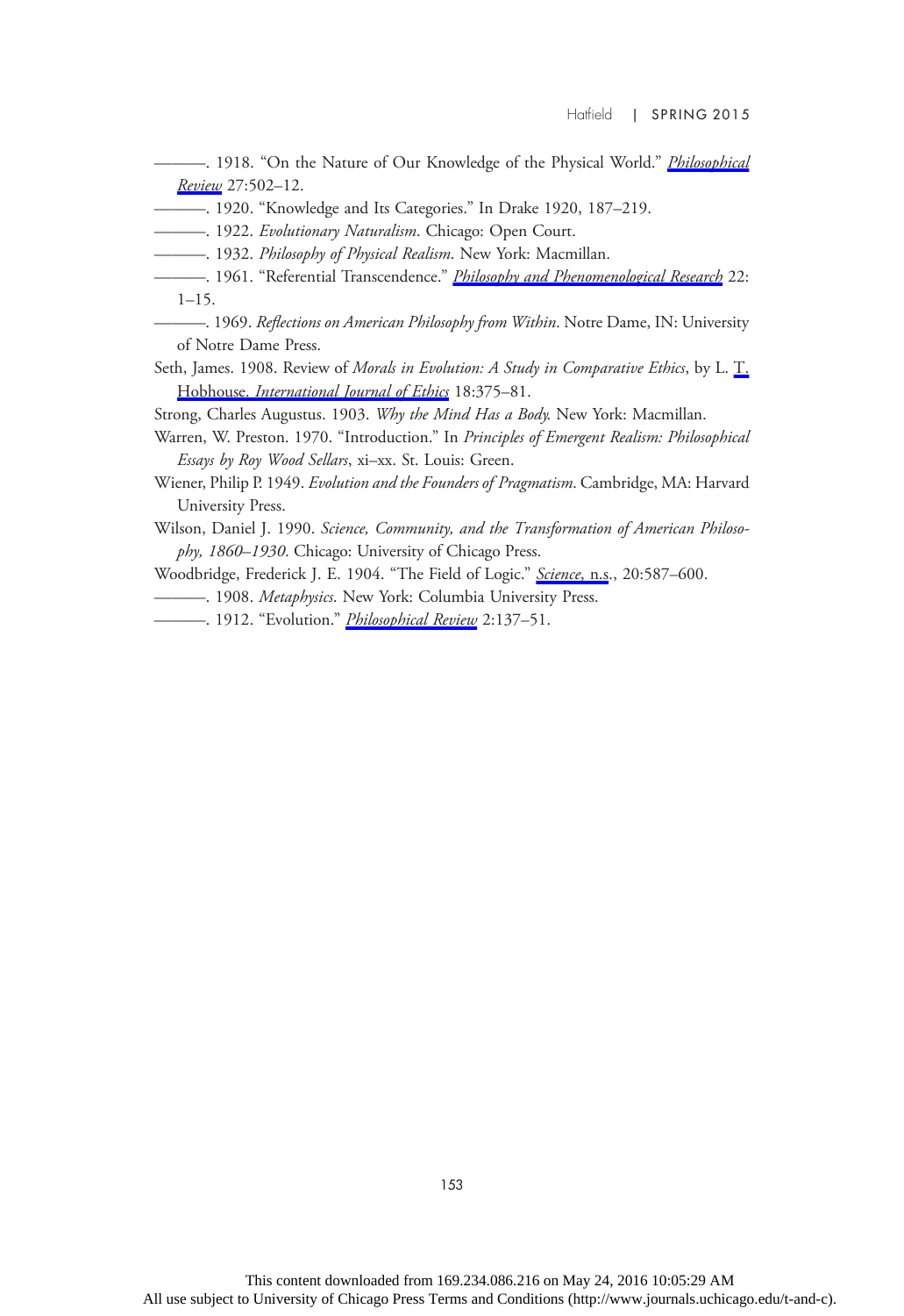———. 1918. "On the Nature of Our Knowledge of the Physical World." *Philosophical Review* 27:502–12.

———. 1920. "Knowledge and Its Categories." In Drake 1920, 187–219.

———. 1922. *Evolutionary Naturalism*. Chicago: Open Court.

———. 1932. *Philosophy of Physical Realism*. New York: Macmillan.

———. 1961. "Referential Transcendence." *Philosophy and Phenomenological Research* 22: 1–15.

———. 1969. *Reflections on American Philosophy from Within*. Notre Dame, IN: University of Notre Dame Press.

Seth, James. 1908. Review of *Morals in Evolution: A Study in Comparative Ethics*, by L. T. Hobhouse. *International Journal of Ethics* 18:375–81.

Strong, Charles Augustus. 1903. *Why the Mind Has a Body.* New York: Macmillan.

Warren, W. Preston. 1970. "Introduction." In *Principles of Emergent Realism: Philosophical Essays by Roy Wood Sellars*, xi–xx. St. Louis: Green.

Wiener, Philip P. 1949. *Evolution and the Founders of Pragmatism*. Cambridge, MA: Harvard University Press.

Wilson, Daniel J. 1990. *Science, Community, and the Transformation of American Philosophy, 1860–1930*. Chicago: University of Chicago Press.

Woodbridge, Frederick J. E. 1904. "The Field of Logic." *Science*, n.s., 20:587–600.

———. 1908. *Metaphysics*. New York: Columbia University Press.

———. 1912. "Evolution." *Philosophical Review* 2:137–51.